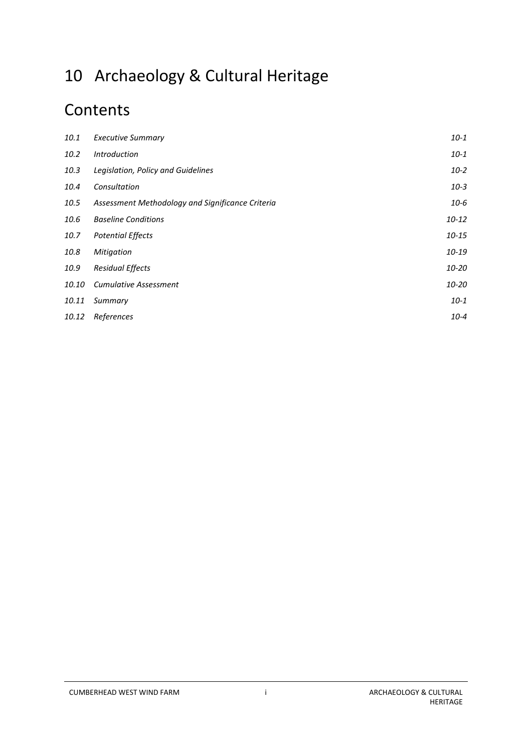# 10 Archaeology & Cultural Heritage

## Contents

| | | |
|---|---|---|
| *10.1* | *Executive Summary* | *10-1* |
| *10.2* | *Introduction* | *10-1* |
| *10.3* | *Legislation, Policy and Guidelines* | *10-2* |
| *10.4* | *Consultation* | *10-3* |
| *10.5* | *Assessment Methodology and Significance Criteria* | *10-6* |
| *10.6* | *Baseline Conditions* | *10-12* |
| *10.7* | *Potential Effects* | *10-15* |
| *10.8* | *Mitigation* | *10-19* |
| *10.9* | *Residual Effects* | *10-20* |
| *10.10* | *Cumulative Assessment* | *10-20* |
| *10.11* | *Summary* | *10-1* |
| *10.12* | *References* | *10-4* |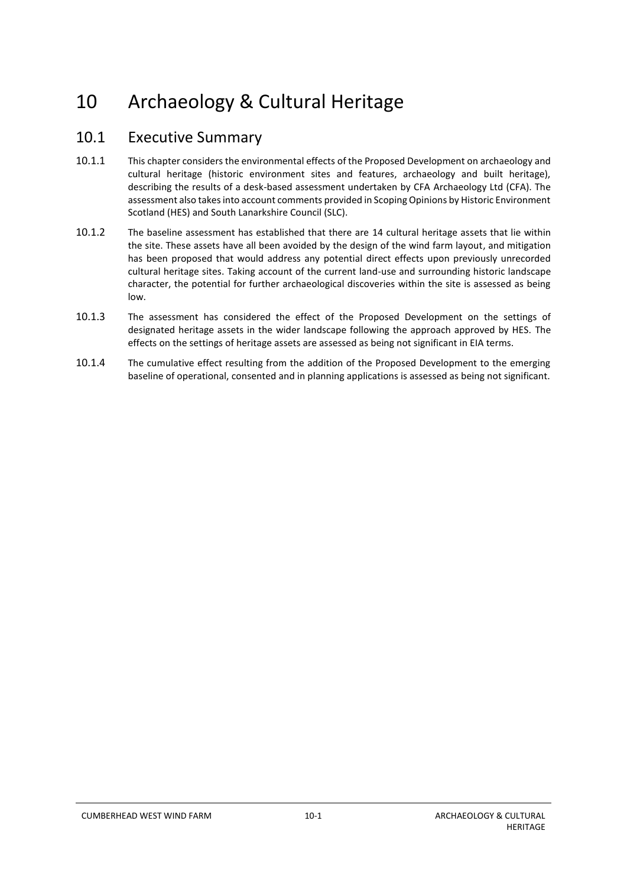# 10 Archaeology & Cultural Heritage

## 10.1 Executive Summary

10.1.1 This chapter considers the environmental effects of the Proposed Development on archaeology and cultural heritage (historic environment sites and features, archaeology and built heritage), describing the results of a desk-based assessment undertaken by CFA Archaeology Ltd (CFA). The assessment also takes into account comments provided in Scoping Opinions by Historic Environment Scotland (HES) and South Lanarkshire Council (SLC).

10.1.2 The baseline assessment has established that there are 14 cultural heritage assets that lie within the site. These assets have all been avoided by the design of the wind farm layout, and mitigation has been proposed that would address any potential direct effects upon previously unrecorded cultural heritage sites. Taking account of the current land-use and surrounding historic landscape character, the potential for further archaeological discoveries within the site is assessed as being low.

10.1.3 The assessment has considered the effect of the Proposed Development on the settings of designated heritage assets in the wider landscape following the approach approved by HES. The effects on the settings of heritage assets are assessed as being not significant in EIA terms.

10.1.4 The cumulative effect resulting from the addition of the Proposed Development to the emerging baseline of operational, consented and in planning applications is assessed as being not significant.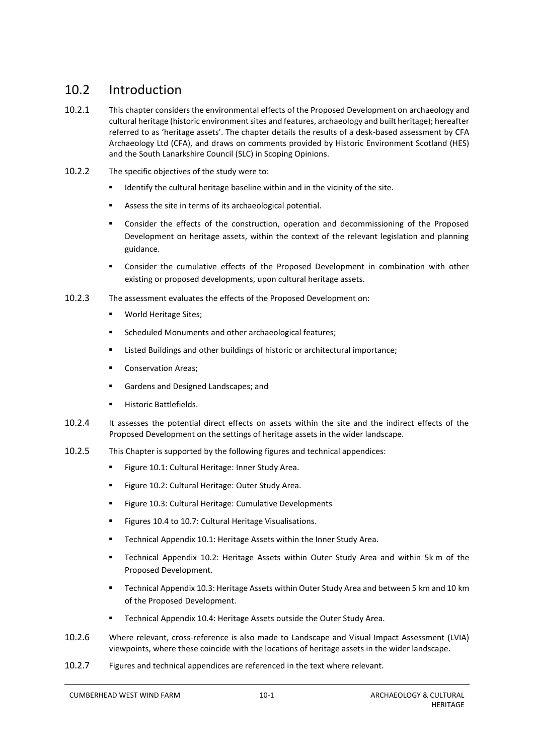## 10.2 Introduction

10.2.1 This chapter considers the environmental effects of the Proposed Development on archaeology and cultural heritage (historic environment sites and features, archaeology and built heritage); hereafter referred to as 'heritage assets'. The chapter details the results of a desk-based assessment by CFA Archaeology Ltd (CFA), and draws on comments provided by Historic Environment Scotland (HES) and the South Lanarkshire Council (SLC) in Scoping Opinions.

10.2.2 The specific objectives of the study were to:

- Identify the cultural heritage baseline within and in the vicinity of the site.
- Assess the site in terms of its archaeological potential.
- Consider the effects of the construction, operation and decommissioning of the Proposed Development on heritage assets, within the context of the relevant legislation and planning guidance.
- Consider the cumulative effects of the Proposed Development in combination with other existing or proposed developments, upon cultural heritage assets.

10.2.3 The assessment evaluates the effects of the Proposed Development on:

- World Heritage Sites;
- Scheduled Monuments and other archaeological features;
- Listed Buildings and other buildings of historic or architectural importance;
- Conservation Areas;
- Gardens and Designed Landscapes; and
- Historic Battlefields.

10.2.4 It assesses the potential direct effects on assets within the site and the indirect effects of the Proposed Development on the settings of heritage assets in the wider landscape.

10.2.5 This Chapter is supported by the following figures and technical appendices:

- Figure 10.1: Cultural Heritage: Inner Study Area.
- Figure 10.2: Cultural Heritage: Outer Study Area.
- Figure 10.3: Cultural Heritage: Cumulative Developments
- Figures 10.4 to 10.7: Cultural Heritage Visualisations.
- Technical Appendix 10.1: Heritage Assets within the Inner Study Area.
- Technical Appendix 10.2: Heritage Assets within Outer Study Area and within 5k m of the Proposed Development.
- Technical Appendix 10.3: Heritage Assets within Outer Study Area and between 5 km and 10 km of the Proposed Development.
- Technical Appendix 10.4: Heritage Assets outside the Outer Study Area.

10.2.6 Where relevant, cross-reference is also made to Landscape and Visual Impact Assessment (LVIA) viewpoints, where these coincide with the locations of heritage assets in the wider landscape.

10.2.7 Figures and technical appendices are referenced in the text where relevant.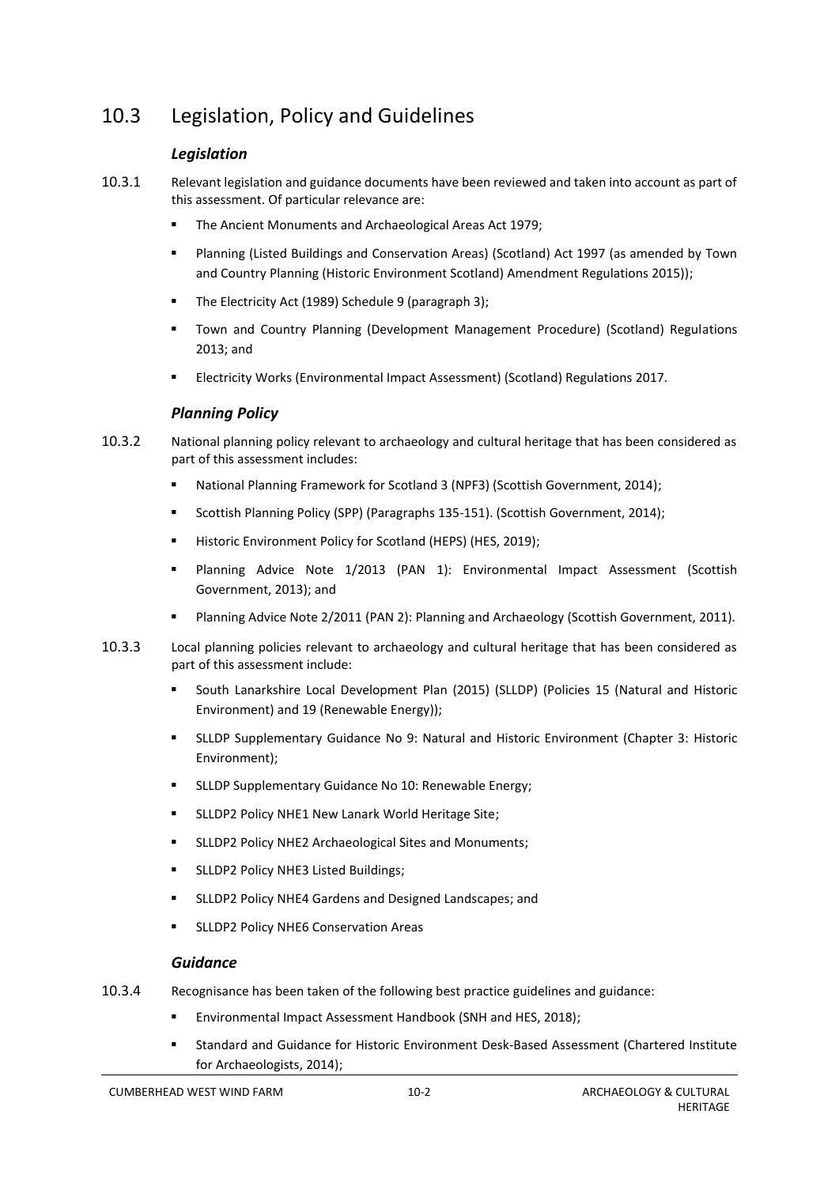## 10.3 Legislation, Policy and Guidelines

### *Legislation*

10.3.1 Relevant legislation and guidance documents have been reviewed and taken into account as part of this assessment. Of particular relevance are:

- The Ancient Monuments and Archaeological Areas Act 1979;
- Planning (Listed Buildings and Conservation Areas) (Scotland) Act 1997 (as amended by Town and Country Planning (Historic Environment Scotland) Amendment Regulations 2015));
- The Electricity Act (1989) Schedule 9 (paragraph 3);
- Town and Country Planning (Development Management Procedure) (Scotland) Regulations 2013; and
- Electricity Works (Environmental Impact Assessment) (Scotland) Regulations 2017.

### *Planning Policy*

10.3.2 National planning policy relevant to archaeology and cultural heritage that has been considered as part of this assessment includes:

- National Planning Framework for Scotland 3 (NPF3) (Scottish Government, 2014);
- Scottish Planning Policy (SPP) (Paragraphs 135-151). (Scottish Government, 2014);
- Historic Environment Policy for Scotland (HEPS) (HES, 2019);
- Planning Advice Note 1/2013 (PAN 1): Environmental Impact Assessment (Scottish Government, 2013); and
- Planning Advice Note 2/2011 (PAN 2): Planning and Archaeology (Scottish Government, 2011).

10.3.3 Local planning policies relevant to archaeology and cultural heritage that has been considered as part of this assessment include:

- South Lanarkshire Local Development Plan (2015) (SLLDP) (Policies 15 (Natural and Historic Environment) and 19 (Renewable Energy));
- SLLDP Supplementary Guidance No 9: Natural and Historic Environment (Chapter 3: Historic Environment);
- SLLDP Supplementary Guidance No 10: Renewable Energy;
- SLLDP2 Policy NHE1 New Lanark World Heritage Site;
- SLLDP2 Policy NHE2 Archaeological Sites and Monuments;
- SLLDP2 Policy NHE3 Listed Buildings;
- SLLDP2 Policy NHE4 Gardens and Designed Landscapes; and
- SLLDP2 Policy NHE6 Conservation Areas

### *Guidance*

10.3.4 Recognisance has been taken of the following best practice guidelines and guidance:

- Environmental Impact Assessment Handbook (SNH and HES, 2018);
- Standard and Guidance for Historic Environment Desk-Based Assessment (Chartered Institute for Archaeologists, 2014);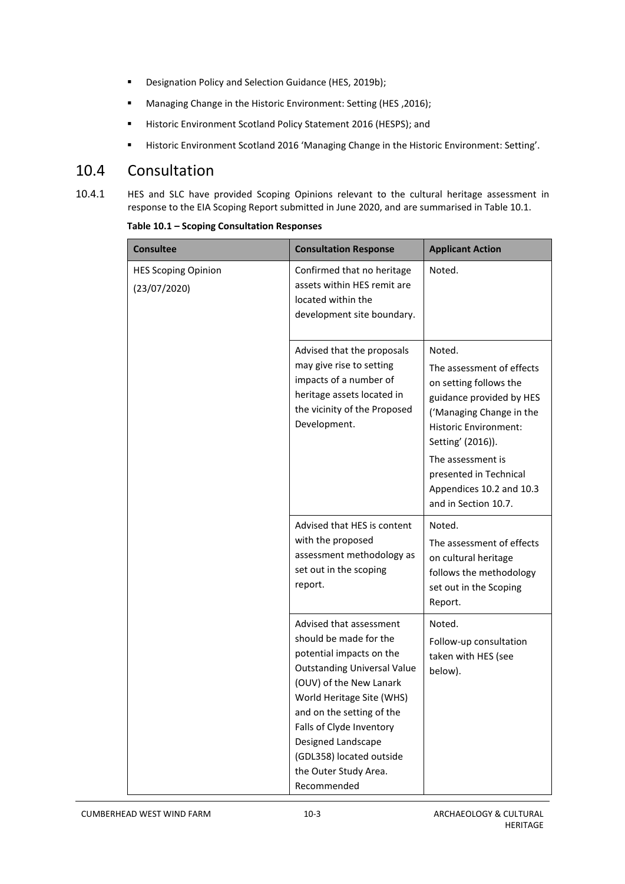- Designation Policy and Selection Guidance (HES, 2019b);
- Managing Change in the Historic Environment: Setting (HES ,2016);
- Historic Environment Scotland Policy Statement 2016 (HESPS); and
- Historic Environment Scotland 2016 'Managing Change in the Historic Environment: Setting'.

## 10.4 Consultation

10.4.1 HES and SLC have provided Scoping Opinions relevant to the cultural heritage assessment in response to the EIA Scoping Report submitted in June 2020, and are summarised in Table 10.1.

**Table 10.1 – Scoping Consultation Responses**

| Consultee | Consultation Response | Applicant Action |
|---|---|---|
| HES Scoping Opinion (23/07/2020) | Confirmed that no heritage assets within HES remit are located within the development site boundary. | Noted. |
| | Advised that the proposals may give rise to setting impacts of a number of heritage assets located in the vicinity of the Proposed Development. | Noted. The assessment of effects on setting follows the guidance provided by HES ('Managing Change in the Historic Environment: Setting' (2016)). The assessment is presented in Technical Appendices 10.2 and 10.3 and in Section 10.7. |
| | Advised that HES is content with the proposed assessment methodology as set out in the scoping report. | Noted. The assessment of effects on cultural heritage follows the methodology set out in the Scoping Report. |
| | Advised that assessment should be made for the potential impacts on the Outstanding Universal Value (OUV) of the New Lanark World Heritage Site (WHS) and on the setting of the Falls of Clyde Inventory Designed Landscape (GDL358) located outside the Outer Study Area. Recommended | Noted. Follow-up consultation taken with HES (see below). |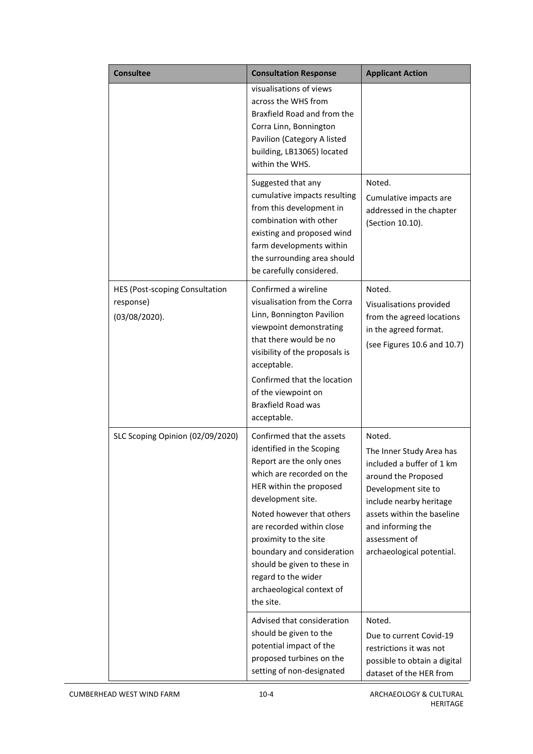| Consultee | Consultation Response | Applicant Action |
|---|---|---|
| | visualisations of views across the WHS from Braxfield Road and from the Corra Linn, Bonnington Pavilion (Category A listed building, LB13065) located within the WHS. | |
| | Suggested that any cumulative impacts resulting from this development in combination with other existing and proposed wind farm developments within the surrounding area should be carefully considered. | Noted.<br>Cumulative impacts are addressed in the chapter (Section 10.10). |
| HES (Post-scoping Consultation response) (03/08/2020). | Confirmed a wireline visualisation from the Corra Linn, Bonnington Pavilion viewpoint demonstrating that there would be no visibility of the proposals is acceptable.<br>Confirmed that the location of the viewpoint on Braxfield Road was acceptable. | Noted.<br>Visualisations provided from the agreed locations in the agreed format.<br>(see Figures 10.6 and 10.7) |
| SLC Scoping Opinion (02/09/2020) | Confirmed that the assets identified in the Scoping Report are the only ones which are recorded on the HER within the proposed development site.<br>Noted however that others are recorded within close proximity to the site boundary and consideration should be given to these in regard to the wider archaeological context of the site. | Noted.<br>The Inner Study Area has included a buffer of 1 km around the Proposed Development site to include nearby heritage assets within the baseline and informing the assessment of archaeological potential. |
| | Advised that consideration should be given to the potential impact of the proposed turbines on the setting of non-designated | Noted.<br>Due to current Covid-19 restrictions it was not possible to obtain a digital dataset of the HER from |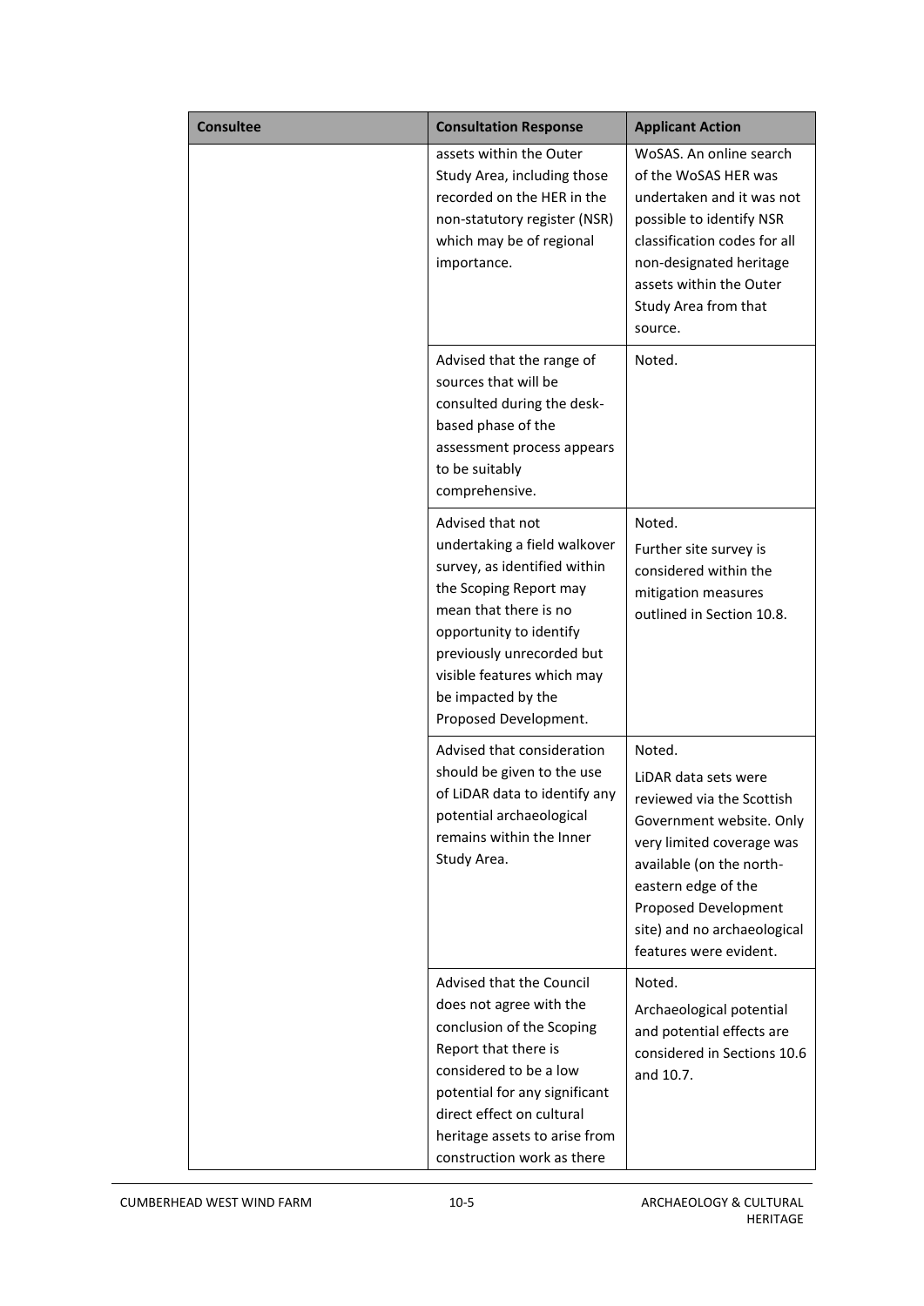| Consultee | Consultation Response | Applicant Action |
| --- | --- | --- |
| | assets within the Outer Study Area, including those recorded on the HER in the non-statutory register (NSR) which may be of regional importance. | WoSAS. An online search of the WoSAS HER was undertaken and it was not possible to identify NSR classification codes for all non-designated heritage assets within the Outer Study Area from that source. |
| | Advised that the range of sources that will be consulted during the desk-based phase of the assessment process appears to be suitably comprehensive. | Noted. |
| | Advised that not undertaking a field walkover survey, as identified within the Scoping Report may mean that there is no opportunity to identify previously unrecorded but visible features which may be impacted by the Proposed Development. | Noted.<br>Further site survey is considered within the mitigation measures outlined in Section 10.8. |
| | Advised that consideration should be given to the use of LiDAR data to identify any potential archaeological remains within the Inner Study Area. | Noted.<br>LiDAR data sets were reviewed via the Scottish Government website. Only very limited coverage was available (on the north-eastern edge of the Proposed Development site) and no archaeological features were evident. |
| | Advised that the Council does not agree with the conclusion of the Scoping Report that there is considered to be a low potential for any significant direct effect on cultural heritage assets to arise from construction work as there | Noted.<br>Archaeological potential and potential effects are considered in Sections 10.6 and 10.7. |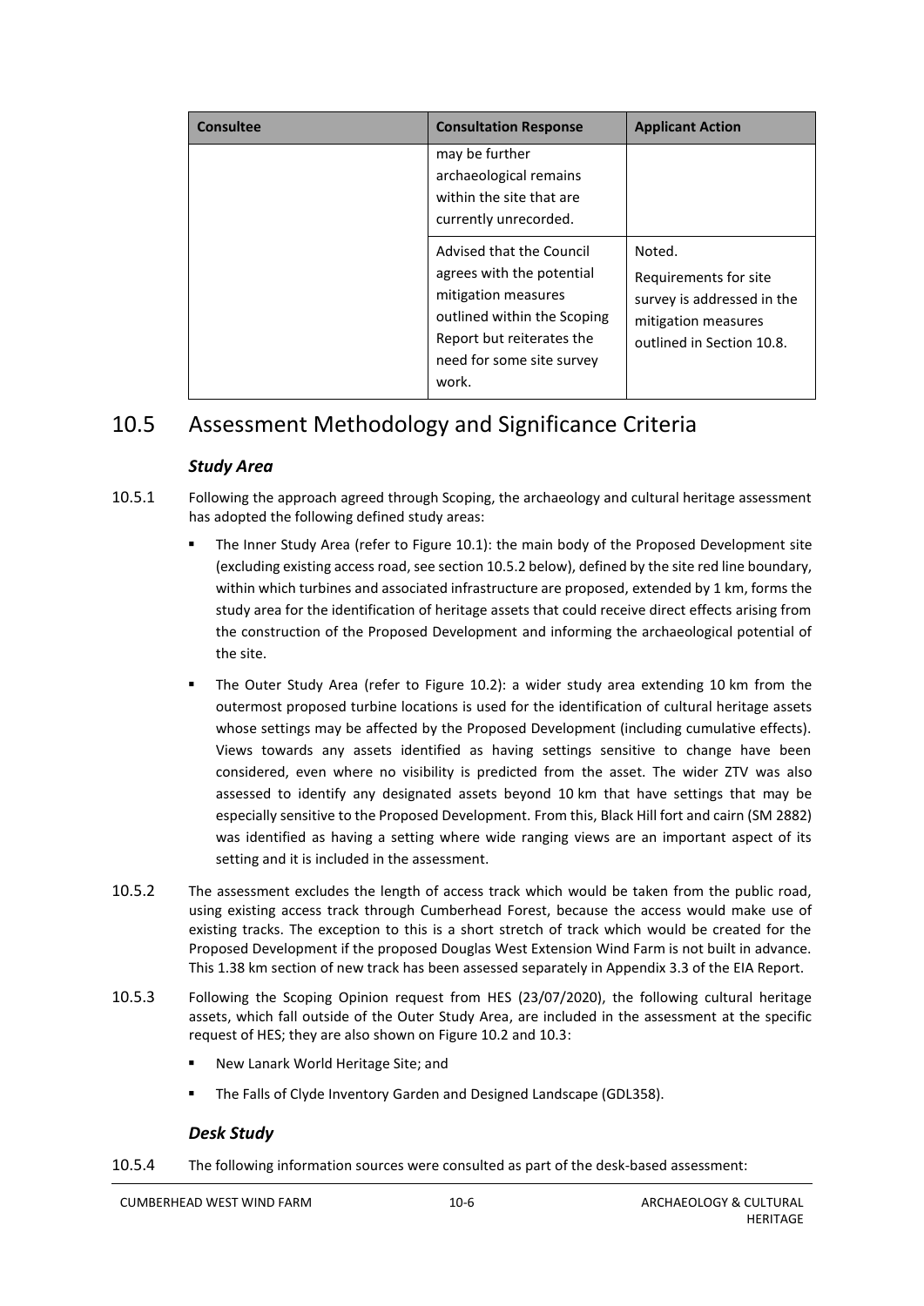| Consultee | Consultation Response | Applicant Action |
| --- | --- | --- |
| | may be further archaeological remains within the site that are currently unrecorded. | |
| | Advised that the Council agrees with the potential mitigation measures outlined within the Scoping Report but reiterates the need for some site survey work. | Noted.<br>Requirements for site survey is addressed in the mitigation measures outlined in Section 10.8. |

## 10.5 Assessment Methodology and Significance Criteria

### *Study Area*

10.5.1 Following the approach agreed through Scoping, the archaeology and cultural heritage assessment has adopted the following defined study areas:

- The Inner Study Area (refer to Figure 10.1): the main body of the Proposed Development site (excluding existing access road, see section 10.5.2 below), defined by the site red line boundary, within which turbines and associated infrastructure are proposed, extended by 1 km, forms the study area for the identification of heritage assets that could receive direct effects arising from the construction of the Proposed Development and informing the archaeological potential of the site.
- The Outer Study Area (refer to Figure 10.2): a wider study area extending 10 km from the outermost proposed turbine locations is used for the identification of cultural heritage assets whose settings may be affected by the Proposed Development (including cumulative effects). Views towards any assets identified as having settings sensitive to change have been considered, even where no visibility is predicted from the asset. The wider ZTV was also assessed to identify any designated assets beyond 10 km that have settings that may be especially sensitive to the Proposed Development. From this, Black Hill fort and cairn (SM 2882) was identified as having a setting where wide ranging views are an important aspect of its setting and it is included in the assessment.

10.5.2 The assessment excludes the length of access track which would be taken from the public road, using existing access track through Cumberhead Forest, because the access would make use of existing tracks. The exception to this is a short stretch of track which would be created for the Proposed Development if the proposed Douglas West Extension Wind Farm is not built in advance. This 1.38 km section of new track has been assessed separately in Appendix 3.3 of the EIA Report.

10.5.3 Following the Scoping Opinion request from HES (23/07/2020), the following cultural heritage assets, which fall outside of the Outer Study Area, are included in the assessment at the specific request of HES; they are also shown on Figure 10.2 and 10.3:

- New Lanark World Heritage Site; and
- The Falls of Clyde Inventory Garden and Designed Landscape (GDL358).

### *Desk Study*

10.5.4 The following information sources were consulted as part of the desk-based assessment: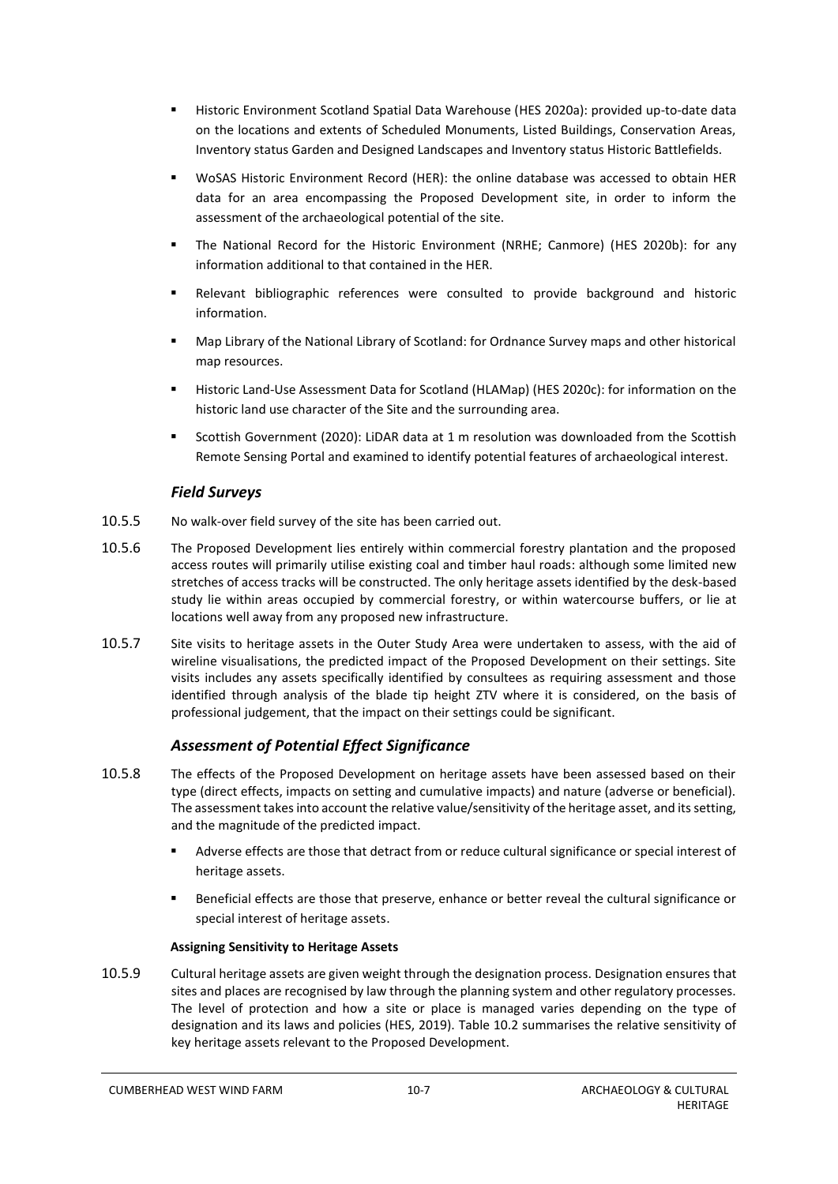- Historic Environment Scotland Spatial Data Warehouse (HES 2020a): provided up-to-date data on the locations and extents of Scheduled Monuments, Listed Buildings, Conservation Areas, Inventory status Garden and Designed Landscapes and Inventory status Historic Battlefields.
- WoSAS Historic Environment Record (HER): the online database was accessed to obtain HER data for an area encompassing the Proposed Development site, in order to inform the assessment of the archaeological potential of the site.
- The National Record for the Historic Environment (NRHE; Canmore) (HES 2020b): for any information additional to that contained in the HER.
- Relevant bibliographic references were consulted to provide background and historic information.
- Map Library of the National Library of Scotland: for Ordnance Survey maps and other historical map resources.
- Historic Land-Use Assessment Data for Scotland (HLAMap) (HES 2020c): for information on the historic land use character of the Site and the surrounding area.
- Scottish Government (2020): LiDAR data at 1 m resolution was downloaded from the Scottish Remote Sensing Portal and examined to identify potential features of archaeological interest.

### *Field Surveys*

10.5.5 No walk-over field survey of the site has been carried out.

10.5.6 The Proposed Development lies entirely within commercial forestry plantation and the proposed access routes will primarily utilise existing coal and timber haul roads: although some limited new stretches of access tracks will be constructed. The only heritage assets identified by the desk-based study lie within areas occupied by commercial forestry, or within watercourse buffers, or lie at locations well away from any proposed new infrastructure.

10.5.7 Site visits to heritage assets in the Outer Study Area were undertaken to assess, with the aid of wireline visualisations, the predicted impact of the Proposed Development on their settings. Site visits includes any assets specifically identified by consultees as requiring assessment and those identified through analysis of the blade tip height ZTV where it is considered, on the basis of professional judgement, that the impact on their settings could be significant.

### *Assessment of Potential Effect Significance*

10.5.8 The effects of the Proposed Development on heritage assets have been assessed based on their type (direct effects, impacts on setting and cumulative impacts) and nature (adverse or beneficial). The assessment takes into account the relative value/sensitivity of the heritage asset, and its setting, and the magnitude of the predicted impact.

- Adverse effects are those that detract from or reduce cultural significance or special interest of heritage assets.
- Beneficial effects are those that preserve, enhance or better reveal the cultural significance or special interest of heritage assets.

#### **Assigning Sensitivity to Heritage Assets**

10.5.9 Cultural heritage assets are given weight through the designation process. Designation ensures that sites and places are recognised by law through the planning system and other regulatory processes. The level of protection and how a site or place is managed varies depending on the type of designation and its laws and policies (HES, 2019). Table 10.2 summarises the relative sensitivity of key heritage assets relevant to the Proposed Development.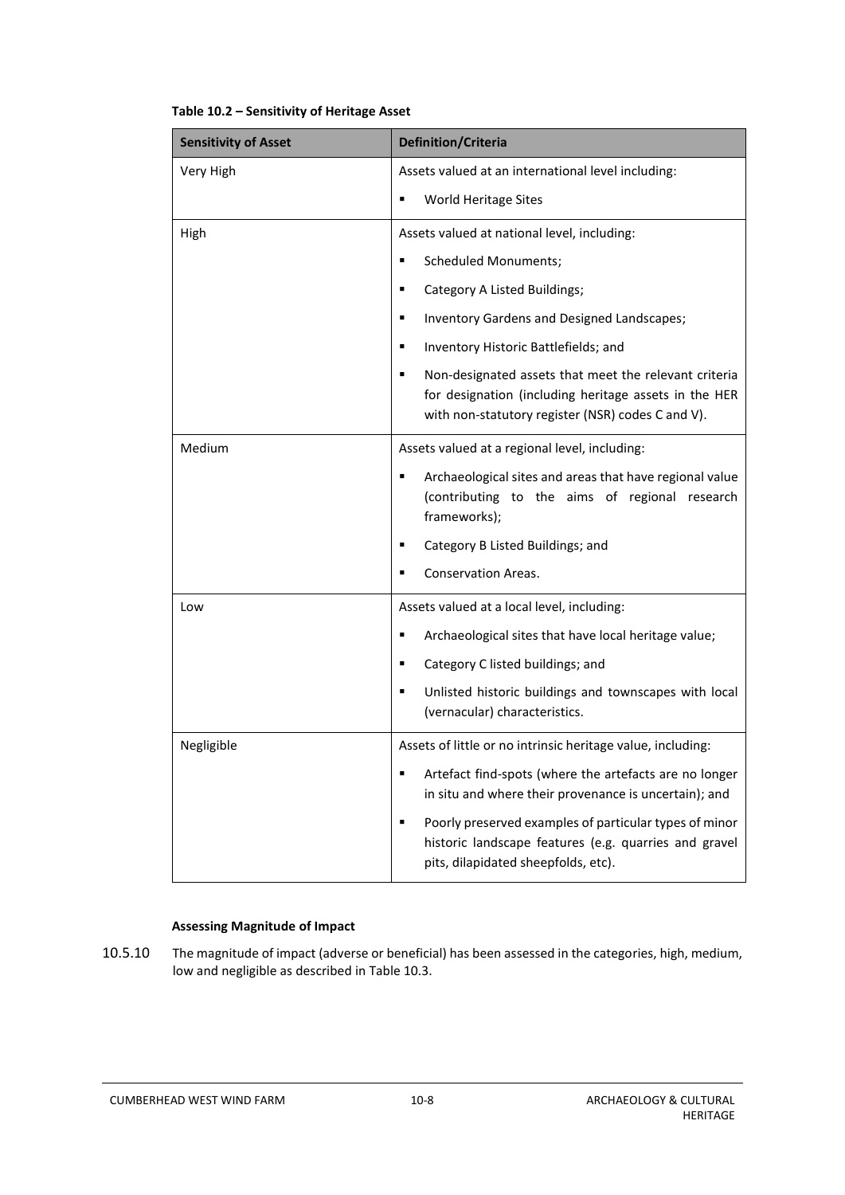**Table 10.2 – Sensitivity of Heritage Asset**

| Sensitivity of Asset | Definition/Criteria |
| --- | --- |
| Very High | Assets valued at an international level including:<br>▪ World Heritage Sites |
| High | Assets valued at national level, including:<br>▪ Scheduled Monuments;<br>▪ Category A Listed Buildings;<br>▪ Inventory Gardens and Designed Landscapes;<br>▪ Inventory Historic Battlefields; and<br>▪ Non-designated assets that meet the relevant criteria for designation (including heritage assets in the HER with non-statutory register (NSR) codes C and V). |
| Medium | Assets valued at a regional level, including:<br>▪ Archaeological sites and areas that have regional value (contributing to the aims of regional research frameworks);<br>▪ Category B Listed Buildings; and<br>▪ Conservation Areas. |
| Low | Assets valued at a local level, including:<br>▪ Archaeological sites that have local heritage value;<br>▪ Category C listed buildings; and<br>▪ Unlisted historic buildings and townscapes with local (vernacular) characteristics. |
| Negligible | Assets of little or no intrinsic heritage value, including:<br>▪ Artefact find-spots (where the artefacts are no longer in situ and where their provenance is uncertain); and<br>▪ Poorly preserved examples of particular types of minor historic landscape features (e.g. quarries and gravel pits, dilapidated sheepfolds, etc). |

**Assessing Magnitude of Impact**

10.5.10 The magnitude of impact (adverse or beneficial) has been assessed in the categories, high, medium, low and negligible as described in Table 10.3.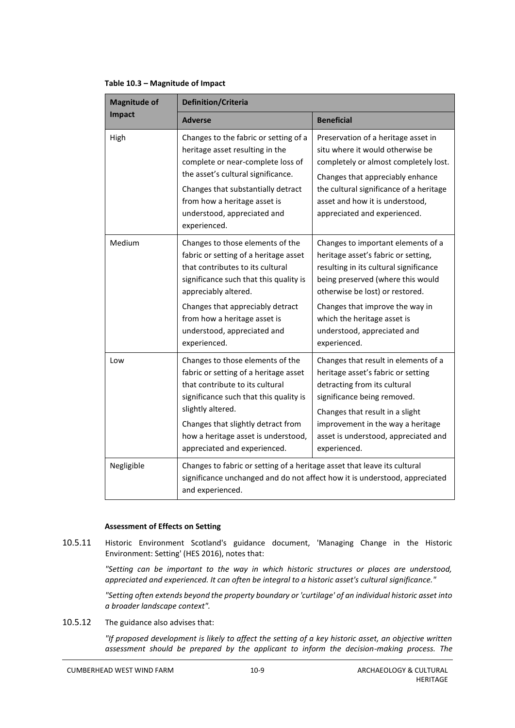**Table 10.3 – Magnitude of Impact**

| Magnitude of Impact | Definition/Criteria | |
|---|---|---|
| | **Adverse** | **Beneficial** |
| High | Changes to the fabric or setting of a heritage asset resulting in the complete or near-complete loss of the asset's cultural significance.<br><br>Changes that substantially detract from how a heritage asset is understood, appreciated and experienced. | Preservation of a heritage asset in situ where it would otherwise be completely or almost completely lost.<br><br>Changes that appreciably enhance the cultural significance of a heritage asset and how it is understood, appreciated and experienced. |
| Medium | Changes to those elements of the fabric or setting of a heritage asset that contributes to its cultural significance such that this quality is appreciably altered.<br><br>Changes that appreciably detract from how a heritage asset is understood, appreciated and experienced. | Changes to important elements of a heritage asset's fabric or setting, resulting in its cultural significance being preserved (where this would otherwise be lost) or restored.<br><br>Changes that improve the way in which the heritage asset is understood, appreciated and experienced. |
| Low | Changes to those elements of the fabric or setting of a heritage asset that contribute to its cultural significance such that this quality is slightly altered.<br><br>Changes that slightly detract from how a heritage asset is understood, appreciated and experienced. | Changes that result in elements of a heritage asset's fabric or setting detracting from its cultural significance being removed.<br><br>Changes that result in a slight improvement in the way a heritage asset is understood, appreciated and experienced. |
| Negligible | Changes to fabric or setting of a heritage asset that leave its cultural significance unchanged and do not affect how it is understood, appreciated and experienced. | |

**Assessment of Effects on Setting**

10.5.11 Historic Environment Scotland's guidance document, 'Managing Change in the Historic Environment: Setting' (HES 2016), notes that:

*"Setting can be important to the way in which historic structures or places are understood, appreciated and experienced. It can often be integral to a historic asset's cultural significance."*

*"Setting often extends beyond the property boundary or 'curtilage' of an individual historic asset into a broader landscape context".*

10.5.12 The guidance also advises that:

*"If proposed development is likely to affect the setting of a key historic asset, an objective written assessment should be prepared by the applicant to inform the decision-making process. The*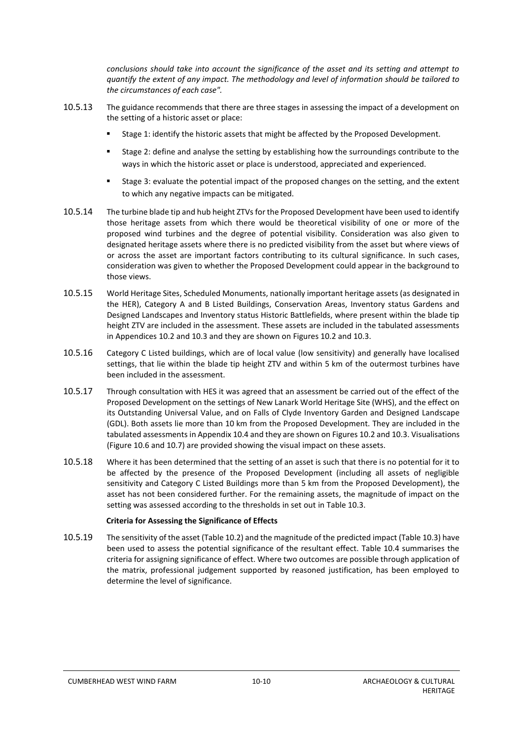*conclusions should take into account the significance of the asset and its setting and attempt to quantify the extent of any impact. The methodology and level of information should be tailored to the circumstances of each case".*

10.5.13 The guidance recommends that there are three stages in assessing the impact of a development on the setting of a historic asset or place:

- Stage 1: identify the historic assets that might be affected by the Proposed Development.
- Stage 2: define and analyse the setting by establishing how the surroundings contribute to the ways in which the historic asset or place is understood, appreciated and experienced.
- Stage 3: evaluate the potential impact of the proposed changes on the setting, and the extent to which any negative impacts can be mitigated.

10.5.14 The turbine blade tip and hub height ZTVs for the Proposed Development have been used to identify those heritage assets from which there would be theoretical visibility of one or more of the proposed wind turbines and the degree of potential visibility. Consideration was also given to designated heritage assets where there is no predicted visibility from the asset but where views of or across the asset are important factors contributing to its cultural significance. In such cases, consideration was given to whether the Proposed Development could appear in the background to those views.

10.5.15 World Heritage Sites, Scheduled Monuments, nationally important heritage assets (as designated in the HER), Category A and B Listed Buildings, Conservation Areas, Inventory status Gardens and Designed Landscapes and Inventory status Historic Battlefields, where present within the blade tip height ZTV are included in the assessment. These assets are included in the tabulated assessments in Appendices 10.2 and 10.3 and they are shown on Figures 10.2 and 10.3.

10.5.16 Category C Listed buildings, which are of local value (low sensitivity) and generally have localised settings, that lie within the blade tip height ZTV and within 5 km of the outermost turbines have been included in the assessment.

10.5.17 Through consultation with HES it was agreed that an assessment be carried out of the effect of the Proposed Development on the settings of New Lanark World Heritage Site (WHS), and the effect on its Outstanding Universal Value, and on Falls of Clyde Inventory Garden and Designed Landscape (GDL). Both assets lie more than 10 km from the Proposed Development. They are included in the tabulated assessments in Appendix 10.4 and they are shown on Figures 10.2 and 10.3. Visualisations (Figure 10.6 and 10.7) are provided showing the visual impact on these assets.

10.5.18 Where it has been determined that the setting of an asset is such that there is no potential for it to be affected by the presence of the Proposed Development (including all assets of negligible sensitivity and Category C Listed Buildings more than 5 km from the Proposed Development), the asset has not been considered further. For the remaining assets, the magnitude of impact on the setting was assessed according to the thresholds in set out in Table 10.3.

### Criteria for Assessing the Significance of Effects

10.5.19 The sensitivity of the asset (Table 10.2) and the magnitude of the predicted impact (Table 10.3) have been used to assess the potential significance of the resultant effect. Table 10.4 summarises the criteria for assigning significance of effect. Where two outcomes are possible through application of the matrix, professional judgement supported by reasoned justification, has been employed to determine the level of significance.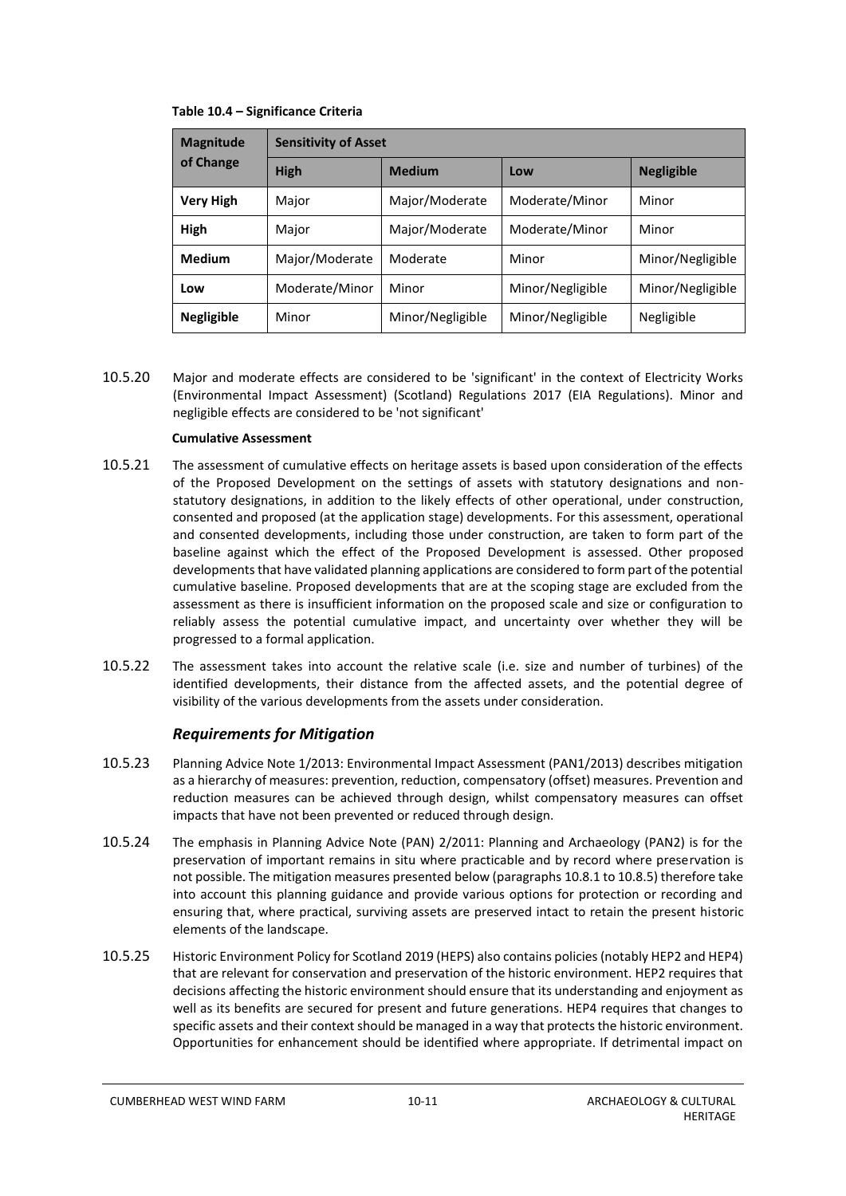**Table 10.4 – Significance Criteria**

| Magnitude of Change | Sensitivity of Asset | | | |
|---|---|---|---|---|
| | **High** | **Medium** | **Low** | **Negligible** |
| **Very High** | Major | Major/Moderate | Moderate/Minor | Minor |
| **High** | Major | Major/Moderate | Moderate/Minor | Minor |
| **Medium** | Major/Moderate | Moderate | Minor | Minor/Negligible |
| **Low** | Moderate/Minor | Minor | Minor/Negligible | Minor/Negligible |
| **Negligible** | Minor | Minor/Negligible | Minor/Negligible | Negligible |

10.5.20 Major and moderate effects are considered to be 'significant' in the context of Electricity Works (Environmental Impact Assessment) (Scotland) Regulations 2017 (EIA Regulations). Minor and negligible effects are considered to be 'not significant'

**Cumulative Assessment**

10.5.21 The assessment of cumulative effects on heritage assets is based upon consideration of the effects of the Proposed Development on the settings of assets with statutory designations and non-statutory designations, in addition to the likely effects of other operational, under construction, consented and proposed (at the application stage) developments. For this assessment, operational and consented developments, including those under construction, are taken to form part of the baseline against which the effect of the Proposed Development is assessed. Other proposed developments that have validated planning applications are considered to form part of the potential cumulative baseline. Proposed developments that are at the scoping stage are excluded from the assessment as there is insufficient information on the proposed scale and size or configuration to reliably assess the potential cumulative impact, and uncertainty over whether they will be progressed to a formal application.

10.5.22 The assessment takes into account the relative scale (i.e. size and number of turbines) of the identified developments, their distance from the affected assets, and the potential degree of visibility of the various developments from the assets under consideration.

### *Requirements for Mitigation*

10.5.23 Planning Advice Note 1/2013: Environmental Impact Assessment (PAN1/2013) describes mitigation as a hierarchy of measures: prevention, reduction, compensatory (offset) measures. Prevention and reduction measures can be achieved through design, whilst compensatory measures can offset impacts that have not been prevented or reduced through design.

10.5.24 The emphasis in Planning Advice Note (PAN) 2/2011: Planning and Archaeology (PAN2) is for the preservation of important remains in situ where practicable and by record where preservation is not possible. The mitigation measures presented below (paragraphs 10.8.1 to 10.8.5) therefore take into account this planning guidance and provide various options for protection or recording and ensuring that, where practical, surviving assets are preserved intact to retain the present historic elements of the landscape.

10.5.25 Historic Environment Policy for Scotland 2019 (HEPS) also contains policies (notably HEP2 and HEP4) that are relevant for conservation and preservation of the historic environment. HEP2 requires that decisions affecting the historic environment should ensure that its understanding and enjoyment as well as its benefits are secured for present and future generations. HEP4 requires that changes to specific assets and their context should be managed in a way that protects the historic environment. Opportunities for enhancement should be identified where appropriate. If detrimental impact on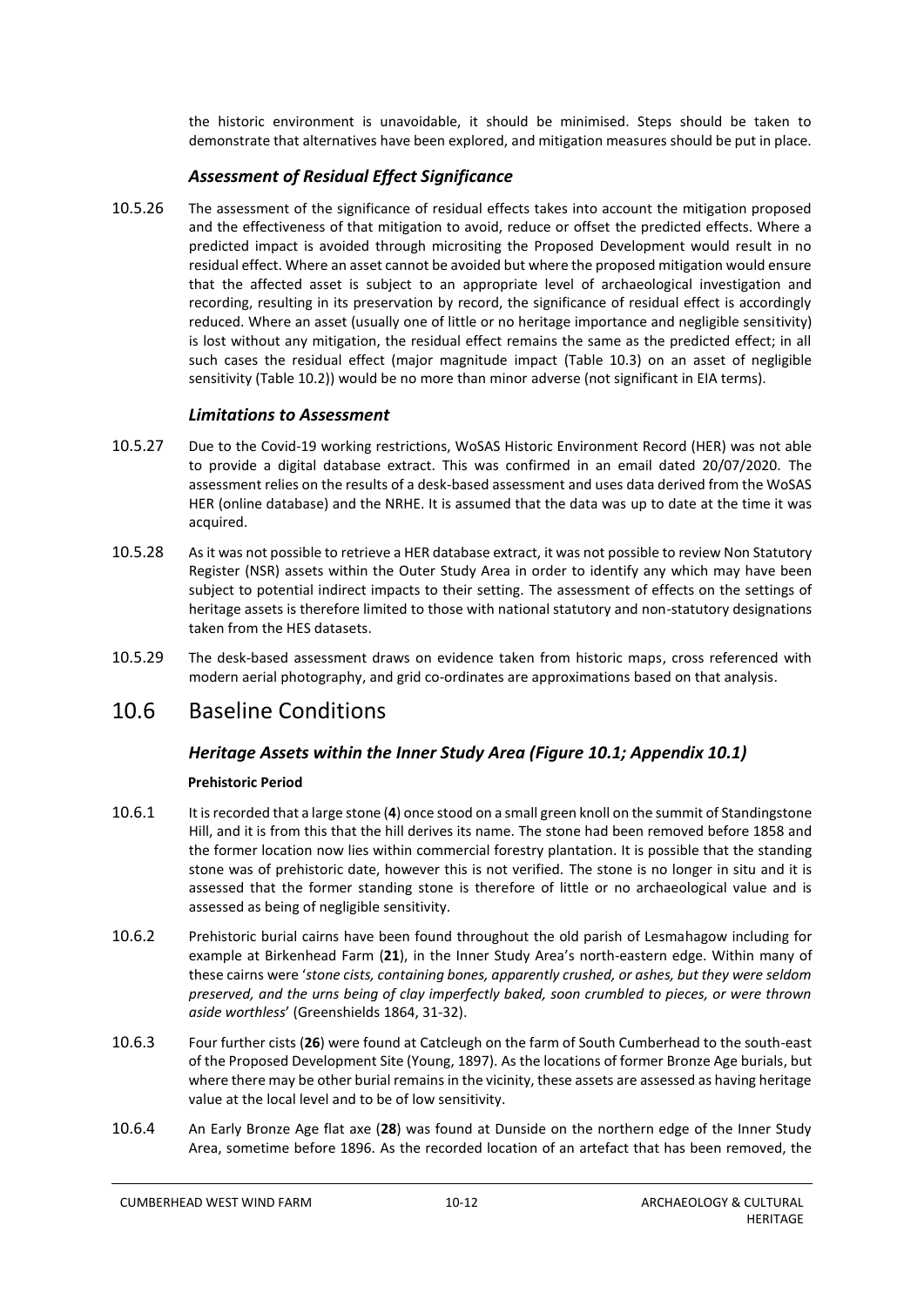the historic environment is unavoidable, it should be minimised. Steps should be taken to demonstrate that alternatives have been explored, and mitigation measures should be put in place.

### *Assessment of Residual Effect Significance*

10.5.26 The assessment of the significance of residual effects takes into account the mitigation proposed and the effectiveness of that mitigation to avoid, reduce or offset the predicted effects. Where a predicted impact is avoided through micrositing the Proposed Development would result in no residual effect. Where an asset cannot be avoided but where the proposed mitigation would ensure that the affected asset is subject to an appropriate level of archaeological investigation and recording, resulting in its preservation by record, the significance of residual effect is accordingly reduced. Where an asset (usually one of little or no heritage importance and negligible sensitivity) is lost without any mitigation, the residual effect remains the same as the predicted effect; in all such cases the residual effect (major magnitude impact (Table 10.3) on an asset of negligible sensitivity (Table 10.2)) would be no more than minor adverse (not significant in EIA terms).

### *Limitations to Assessment*

10.5.27 Due to the Covid-19 working restrictions, WoSAS Historic Environment Record (HER) was not able to provide a digital database extract. This was confirmed in an email dated 20/07/2020. The assessment relies on the results of a desk-based assessment and uses data derived from the WoSAS HER (online database) and the NRHE. It is assumed that the data was up to date at the time it was acquired.

10.5.28 As it was not possible to retrieve a HER database extract, it was not possible to review Non Statutory Register (NSR) assets within the Outer Study Area in order to identify any which may have been subject to potential indirect impacts to their setting. The assessment of effects on the settings of heritage assets is therefore limited to those with national statutory and non-statutory designations taken from the HES datasets.

10.5.29 The desk-based assessment draws on evidence taken from historic maps, cross referenced with modern aerial photography, and grid co-ordinates are approximations based on that analysis.

## 10.6 Baseline Conditions

### *Heritage Assets within the Inner Study Area (Figure 10.1; Appendix 10.1)*

#### Prehistoric Period

10.6.1 It is recorded that a large stone (**4**) once stood on a small green knoll on the summit of Standingstone Hill, and it is from this that the hill derives its name. The stone had been removed before 1858 and the former location now lies within commercial forestry plantation. It is possible that the standing stone was of prehistoric date, however this is not verified. The stone is no longer in situ and it is assessed that the former standing stone is therefore of little or no archaeological value and is assessed as being of negligible sensitivity.

10.6.2 Prehistoric burial cairns have been found throughout the old parish of Lesmahagow including for example at Birkenhead Farm (**21**), in the Inner Study Area's north-eastern edge. Within many of these cairns were '*stone cists, containing bones, apparently crushed, or ashes, but they were seldom preserved, and the urns being of clay imperfectly baked, soon crumbled to pieces, or were thrown aside worthless*' (Greenshields 1864, 31-32).

10.6.3 Four further cists (**26**) were found at Catcleugh on the farm of South Cumberhead to the south-east of the Proposed Development Site (Young, 1897). As the locations of former Bronze Age burials, but where there may be other burial remains in the vicinity, these assets are assessed as having heritage value at the local level and to be of low sensitivity.

10.6.4 An Early Bronze Age flat axe (**28**) was found at Dunside on the northern edge of the Inner Study Area, sometime before 1896. As the recorded location of an artefact that has been removed, the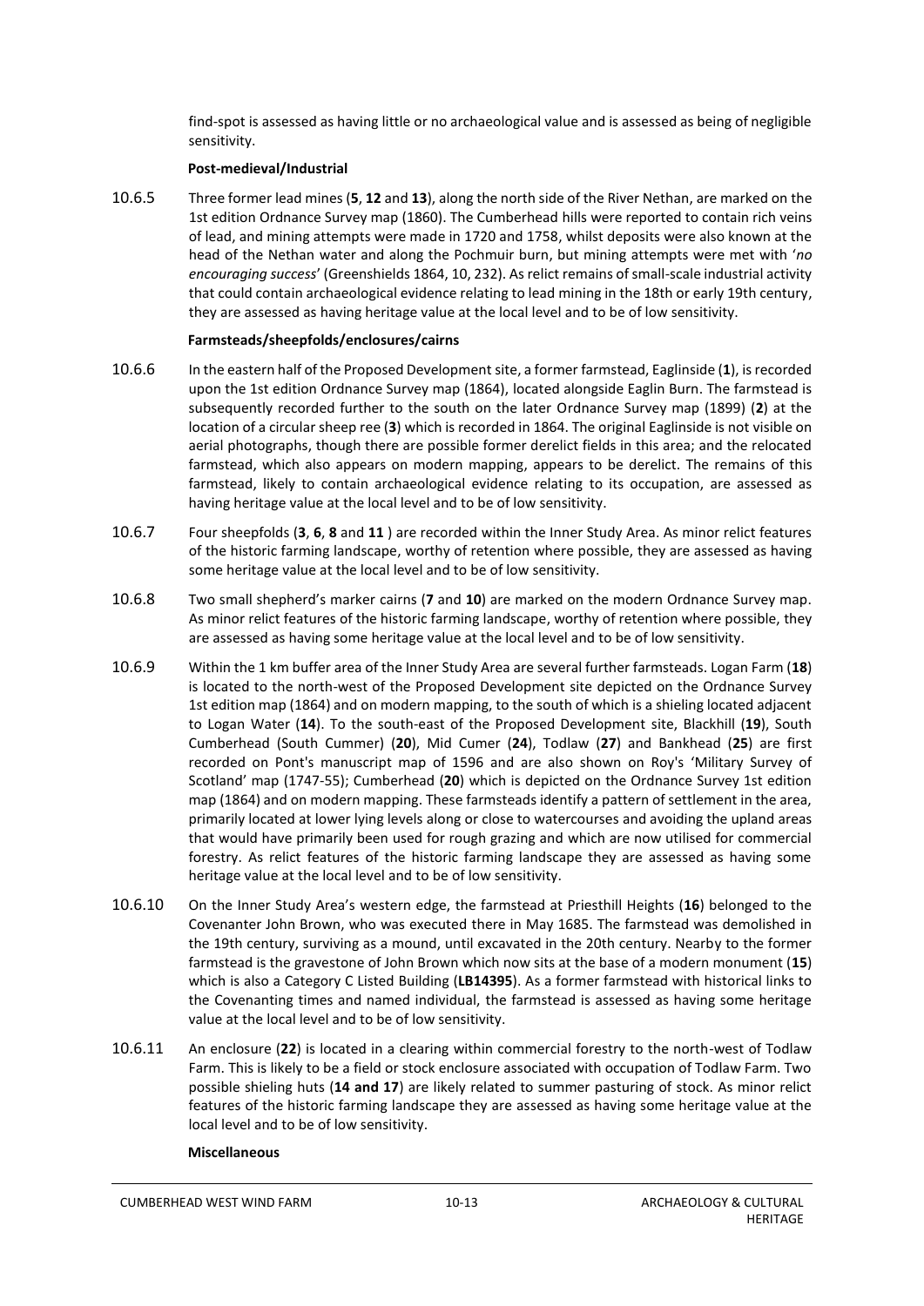find-spot is assessed as having little or no archaeological value and is assessed as being of negligible sensitivity.

**Post-medieval/Industrial**

10.6.5 Three former lead mines (**5**, **12** and **13**), along the north side of the River Nethan, are marked on the 1st edition Ordnance Survey map (1860). The Cumberhead hills were reported to contain rich veins of lead, and mining attempts were made in 1720 and 1758, whilst deposits were also known at the head of the Nethan water and along the Pochmuir burn, but mining attempts were met with '*no encouraging success*' (Greenshields 1864, 10, 232). As relict remains of small-scale industrial activity that could contain archaeological evidence relating to lead mining in the 18th or early 19th century, they are assessed as having heritage value at the local level and to be of low sensitivity.

**Farmsteads/sheepfolds/enclosures/cairns**

10.6.6 In the eastern half of the Proposed Development site, a former farmstead, Eaglinside (**1**), is recorded upon the 1st edition Ordnance Survey map (1864), located alongside Eaglin Burn. The farmstead is subsequently recorded further to the south on the later Ordnance Survey map (1899) (**2**) at the location of a circular sheep ree (**3**) which is recorded in 1864. The original Eaglinside is not visible on aerial photographs, though there are possible former derelict fields in this area; and the relocated farmstead, which also appears on modern mapping, appears to be derelict. The remains of this farmstead, likely to contain archaeological evidence relating to its occupation, are assessed as having heritage value at the local level and to be of low sensitivity.

10.6.7 Four sheepfolds (**3**, **6**, **8** and **11** ) are recorded within the Inner Study Area. As minor relict features of the historic farming landscape, worthy of retention where possible, they are assessed as having some heritage value at the local level and to be of low sensitivity.

10.6.8 Two small shepherd's marker cairns (**7** and **10**) are marked on the modern Ordnance Survey map. As minor relict features of the historic farming landscape, worthy of retention where possible, they are assessed as having some heritage value at the local level and to be of low sensitivity.

10.6.9 Within the 1 km buffer area of the Inner Study Area are several further farmsteads. Logan Farm (**18**) is located to the north-west of the Proposed Development site depicted on the Ordnance Survey 1st edition map (1864) and on modern mapping, to the south of which is a shieling located adjacent to Logan Water (**14**). To the south-east of the Proposed Development site, Blackhill (**19**), South Cumberhead (South Cummer) (**20**), Mid Cumer (**24**), Todlaw (**27**) and Bankhead (**25**) are first recorded on Pont's manuscript map of 1596 and are also shown on Roy's 'Military Survey of Scotland' map (1747-55); Cumberhead (**20**) which is depicted on the Ordnance Survey 1st edition map (1864) and on modern mapping. These farmsteads identify a pattern of settlement in the area, primarily located at lower lying levels along or close to watercourses and avoiding the upland areas that would have primarily been used for rough grazing and which are now utilised for commercial forestry. As relict features of the historic farming landscape they are assessed as having some heritage value at the local level and to be of low sensitivity.

10.6.10 On the Inner Study Area's western edge, the farmstead at Priesthill Heights (**16**) belonged to the Covenanter John Brown, who was executed there in May 1685. The farmstead was demolished in the 19th century, surviving as a mound, until excavated in the 20th century. Nearby to the former farmstead is the gravestone of John Brown which now sits at the base of a modern monument (**15**) which is also a Category C Listed Building (**LB14395**). As a former farmstead with historical links to the Covenanting times and named individual, the farmstead is assessed as having some heritage value at the local level and to be of low sensitivity.

10.6.11 An enclosure (**22**) is located in a clearing within commercial forestry to the north-west of Todlaw Farm. This is likely to be a field or stock enclosure associated with occupation of Todlaw Farm. Two possible shieling huts (**14 and 17**) are likely related to summer pasturing of stock. As minor relict features of the historic farming landscape they are assessed as having some heritage value at the local level and to be of low sensitivity.

**Miscellaneous**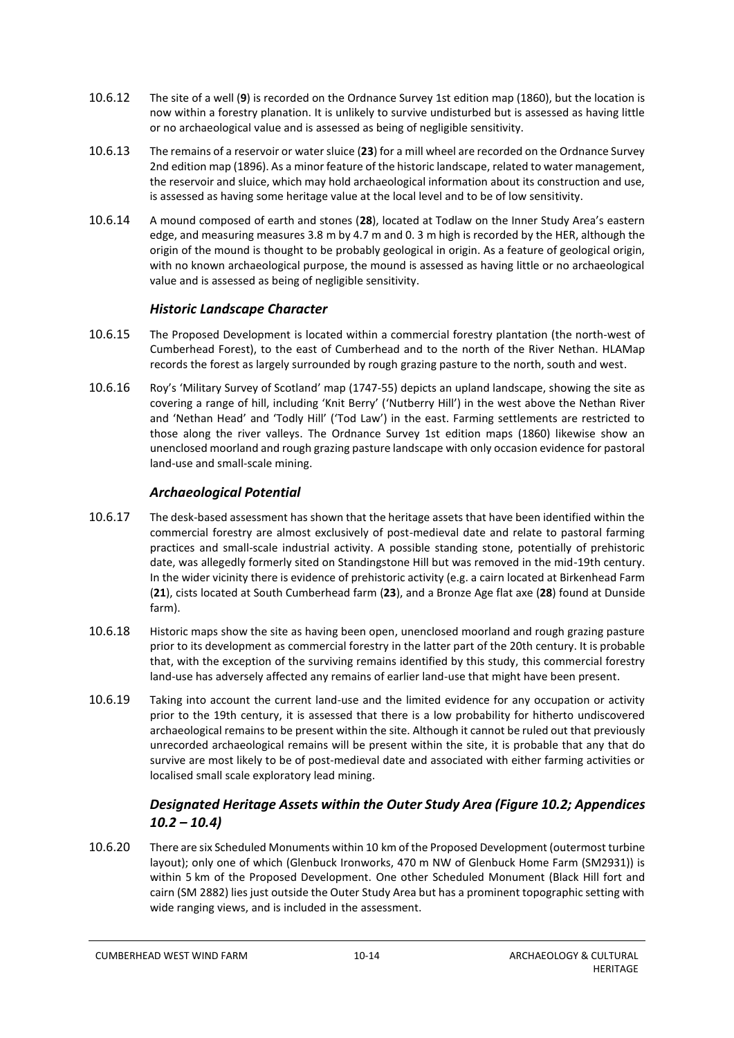10.6.12 The site of a well (**9**) is recorded on the Ordnance Survey 1st edition map (1860), but the location is now within a forestry planation. It is unlikely to survive undisturbed but is assessed as having little or no archaeological value and is assessed as being of negligible sensitivity.

10.6.13 The remains of a reservoir or water sluice (**23**) for a mill wheel are recorded on the Ordnance Survey 2nd edition map (1896). As a minor feature of the historic landscape, related to water management, the reservoir and sluice, which may hold archaeological information about its construction and use, is assessed as having some heritage value at the local level and to be of low sensitivity.

10.6.14 A mound composed of earth and stones (**28**), located at Todlaw on the Inner Study Area's eastern edge, and measuring measures 3.8 m by 4.7 m and 0. 3 m high is recorded by the HER, although the origin of the mound is thought to be probably geological in origin. As a feature of geological origin, with no known archaeological purpose, the mound is assessed as having little or no archaeological value and is assessed as being of negligible sensitivity.

### *Historic Landscape Character*

10.6.15 The Proposed Development is located within a commercial forestry plantation (the north-west of Cumberhead Forest), to the east of Cumberhead and to the north of the River Nethan. HLAMap records the forest as largely surrounded by rough grazing pasture to the north, south and west.

10.6.16 Roy's 'Military Survey of Scotland' map (1747-55) depicts an upland landscape, showing the site as covering a range of hill, including 'Knit Berry' ('Nutberry Hill') in the west above the Nethan River and 'Nethan Head' and 'Todly Hill' ('Tod Law') in the east. Farming settlements are restricted to those along the river valleys. The Ordnance Survey 1st edition maps (1860) likewise show an unenclosed moorland and rough grazing pasture landscape with only occasion evidence for pastoral land-use and small-scale mining.

### *Archaeological Potential*

10.6.17 The desk-based assessment has shown that the heritage assets that have been identified within the commercial forestry are almost exclusively of post-medieval date and relate to pastoral farming practices and small-scale industrial activity. A possible standing stone, potentially of prehistoric date, was allegedly formerly sited on Standingstone Hill but was removed in the mid-19th century. In the wider vicinity there is evidence of prehistoric activity (e.g. a cairn located at Birkenhead Farm (**21**), cists located at South Cumberhead farm (**23**), and a Bronze Age flat axe (**28**) found at Dunside farm).

10.6.18 Historic maps show the site as having been open, unenclosed moorland and rough grazing pasture prior to its development as commercial forestry in the latter part of the 20th century. It is probable that, with the exception of the surviving remains identified by this study, this commercial forestry land-use has adversely affected any remains of earlier land-use that might have been present.

10.6.19 Taking into account the current land-use and the limited evidence for any occupation or activity prior to the 19th century, it is assessed that there is a low probability for hitherto undiscovered archaeological remains to be present within the site. Although it cannot be ruled out that previously unrecorded archaeological remains will be present within the site, it is probable that any that do survive are most likely to be of post-medieval date and associated with either farming activities or localised small scale exploratory lead mining.

### *Designated Heritage Assets within the Outer Study Area (Figure 10.2; Appendices 10.2 – 10.4)*

10.6.20 There are six Scheduled Monuments within 10 km of the Proposed Development (outermost turbine layout); only one of which (Glenbuck Ironworks, 470 m NW of Glenbuck Home Farm (SM2931)) is within 5 km of the Proposed Development. One other Scheduled Monument (Black Hill fort and cairn (SM 2882) lies just outside the Outer Study Area but has a prominent topographic setting with wide ranging views, and is included in the assessment.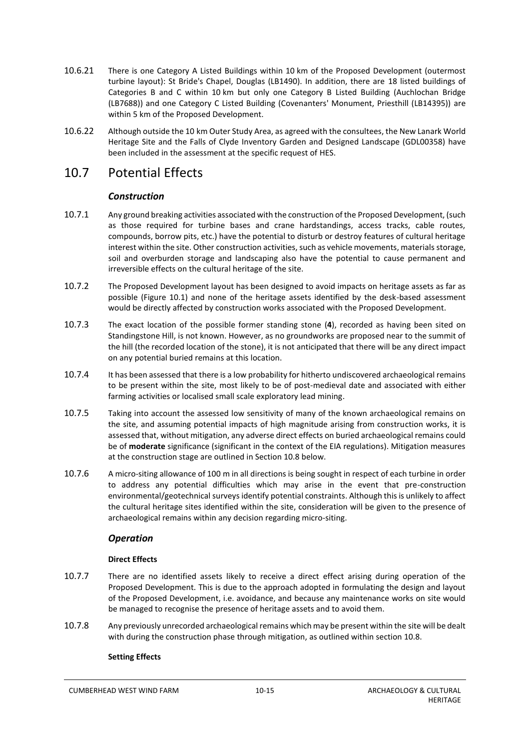10.6.21 There is one Category A Listed Buildings within 10 km of the Proposed Development (outermost turbine layout): St Bride's Chapel, Douglas (LB1490). In addition, there are 18 listed buildings of Categories B and C within 10 km but only one Category B Listed Building (Auchlochan Bridge (LB7688)) and one Category C Listed Building (Covenanters' Monument, Priesthill (LB14395)) are within 5 km of the Proposed Development.

10.6.22 Although outside the 10 km Outer Study Area, as agreed with the consultees, the New Lanark World Heritage Site and the Falls of Clyde Inventory Garden and Designed Landscape (GDL00358) have been included in the assessment at the specific request of HES.

## 10.7 Potential Effects

### *Construction*

10.7.1 Any ground breaking activities associated with the construction of the Proposed Development, (such as those required for turbine bases and crane hardstandings, access tracks, cable routes, compounds, borrow pits, etc.) have the potential to disturb or destroy features of cultural heritage interest within the site. Other construction activities, such as vehicle movements, materials storage, soil and overburden storage and landscaping also have the potential to cause permanent and irreversible effects on the cultural heritage of the site.

10.7.2 The Proposed Development layout has been designed to avoid impacts on heritage assets as far as possible (Figure 10.1) and none of the heritage assets identified by the desk-based assessment would be directly affected by construction works associated with the Proposed Development.

10.7.3 The exact location of the possible former standing stone (**4**), recorded as having been sited on Standingstone Hill, is not known. However, as no groundworks are proposed near to the summit of the hill (the recorded location of the stone), it is not anticipated that there will be any direct impact on any potential buried remains at this location.

10.7.4 It has been assessed that there is a low probability for hitherto undiscovered archaeological remains to be present within the site, most likely to be of post-medieval date and associated with either farming activities or localised small scale exploratory lead mining.

10.7.5 Taking into account the assessed low sensitivity of many of the known archaeological remains on the site, and assuming potential impacts of high magnitude arising from construction works, it is assessed that, without mitigation, any adverse direct effects on buried archaeological remains could be of **moderate** significance (significant in the context of the EIA regulations). Mitigation measures at the construction stage are outlined in Section 10.8 below.

10.7.6 A micro-siting allowance of 100 m in all directions is being sought in respect of each turbine in order to address any potential difficulties which may arise in the event that pre-construction environmental/geotechnical surveys identify potential constraints. Although this is unlikely to affect the cultural heritage sites identified within the site, consideration will be given to the presence of archaeological remains within any decision regarding micro-siting.

### *Operation*

#### **Direct Effects**

10.7.7 There are no identified assets likely to receive a direct effect arising during operation of the Proposed Development. This is due to the approach adopted in formulating the design and layout of the Proposed Development, i.e. avoidance, and because any maintenance works on site would be managed to recognise the presence of heritage assets and to avoid them.

10.7.8 Any previously unrecorded archaeological remains which may be present within the site will be dealt with during the construction phase through mitigation, as outlined within section 10.8.

#### **Setting Effects**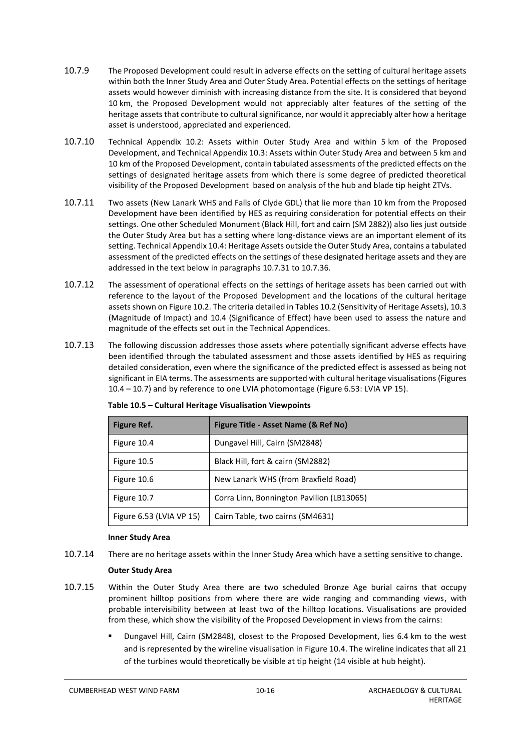10.7.9 The Proposed Development could result in adverse effects on the setting of cultural heritage assets within both the Inner Study Area and Outer Study Area. Potential effects on the settings of heritage assets would however diminish with increasing distance from the site. It is considered that beyond 10 km, the Proposed Development would not appreciably alter features of the setting of the heritage assets that contribute to cultural significance, nor would it appreciably alter how a heritage asset is understood, appreciated and experienced.

10.7.10 Technical Appendix 10.2: Assets within Outer Study Area and within 5 km of the Proposed Development, and Technical Appendix 10.3: Assets within Outer Study Area and between 5 km and 10 km of the Proposed Development, contain tabulated assessments of the predicted effects on the settings of designated heritage assets from which there is some degree of predicted theoretical visibility of the Proposed Development based on analysis of the hub and blade tip height ZTVs.

10.7.11 Two assets (New Lanark WHS and Falls of Clyde GDL) that lie more than 10 km from the Proposed Development have been identified by HES as requiring consideration for potential effects on their settings. One other Scheduled Monument (Black Hill, fort and cairn (SM 2882)) also lies just outside the Outer Study Area but has a setting where long-distance views are an important element of its setting. Technical Appendix 10.4: Heritage Assets outside the Outer Study Area, contains a tabulated assessment of the predicted effects on the settings of these designated heritage assets and they are addressed in the text below in paragraphs 10.7.31 to 10.7.36.

10.7.12 The assessment of operational effects on the settings of heritage assets has been carried out with reference to the layout of the Proposed Development and the locations of the cultural heritage assets shown on Figure 10.2. The criteria detailed in Tables 10.2 (Sensitivity of Heritage Assets), 10.3 (Magnitude of Impact) and 10.4 (Significance of Effect) have been used to assess the nature and magnitude of the effects set out in the Technical Appendices.

10.7.13 The following discussion addresses those assets where potentially significant adverse effects have been identified through the tabulated assessment and those assets identified by HES as requiring detailed consideration, even where the significance of the predicted effect is assessed as being not significant in EIA terms. The assessments are supported with cultural heritage visualisations (Figures 10.4 – 10.7) and by reference to one LVIA photomontage (Figure 6.53: LVIA VP 15).

**Table 10.5 – Cultural Heritage Visualisation Viewpoints**

| Figure Ref. | Figure Title - Asset Name (& Ref No) |
|---|---|
| Figure 10.4 | Dungavel Hill, Cairn (SM2848) |
| Figure 10.5 | Black Hill, fort & cairn (SM2882) |
| Figure 10.6 | New Lanark WHS (from Braxfield Road) |
| Figure 10.7 | Corra Linn, Bonnington Pavilion (LB13065) |
| Figure 6.53 (LVIA VP 15) | Cairn Table, two cairns (SM4631) |

**Inner Study Area**

10.7.14 There are no heritage assets within the Inner Study Area which have a setting sensitive to change.

**Outer Study Area**

10.7.15 Within the Outer Study Area there are two scheduled Bronze Age burial cairns that occupy prominent hilltop positions from where there are wide ranging and commanding views, with probable intervisibility between at least two of the hilltop locations. Visualisations are provided from these, which show the visibility of the Proposed Development in views from the cairns:

- Dungavel Hill, Cairn (SM2848), closest to the Proposed Development, lies 6.4 km to the west and is represented by the wireline visualisation in Figure 10.4. The wireline indicates that all 21 of the turbines would theoretically be visible at tip height (14 visible at hub height).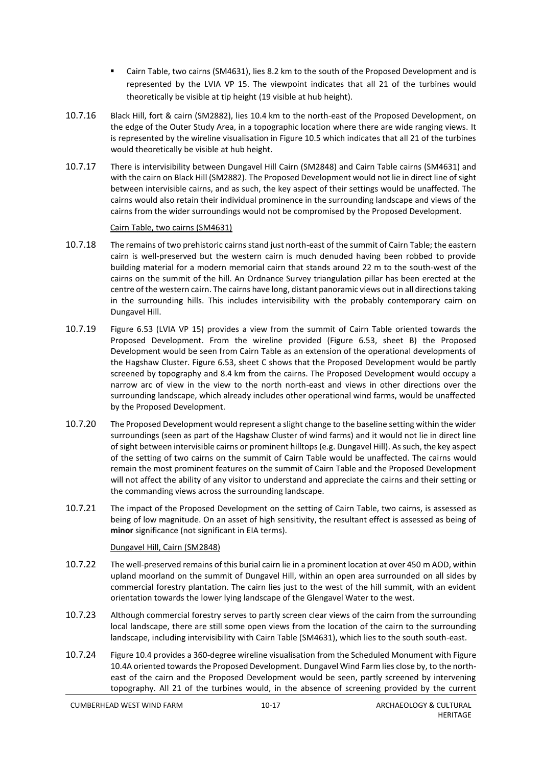- Cairn Table, two cairns (SM4631), lies 8.2 km to the south of the Proposed Development and is represented by the LVIA VP 15. The viewpoint indicates that all 21 of the turbines would theoretically be visible at tip height (19 visible at hub height).

10.7.16 Black Hill, fort & cairn (SM2882), lies 10.4 km to the north-east of the Proposed Development, on the edge of the Outer Study Area, in a topographic location where there are wide ranging views. It is represented by the wireline visualisation in Figure 10.5 which indicates that all 21 of the turbines would theoretically be visible at hub height.

10.7.17 There is intervisibility between Dungavel Hill Cairn (SM2848) and Cairn Table cairns (SM4631) and with the cairn on Black Hill (SM2882). The Proposed Development would not lie in direct line of sight between intervisible cairns, and as such, the key aspect of their settings would be unaffected. The cairns would also retain their individual prominence in the surrounding landscape and views of the cairns from the wider surroundings would not be compromised by the Proposed Development.

Cairn Table, two cairns (SM4631)

10.7.18 The remains of two prehistoric cairns stand just north-east of the summit of Cairn Table; the eastern cairn is well-preserved but the western cairn is much denuded having been robbed to provide building material for a modern memorial cairn that stands around 22 m to the south-west of the cairns on the summit of the hill. An Ordnance Survey triangulation pillar has been erected at the centre of the western cairn. The cairns have long, distant panoramic views out in all directions taking in the surrounding hills. This includes intervisibility with the probably contemporary cairn on Dungavel Hill.

10.7.19 Figure 6.53 (LVIA VP 15) provides a view from the summit of Cairn Table oriented towards the Proposed Development. From the wireline provided (Figure 6.53, sheet B) the Proposed Development would be seen from Cairn Table as an extension of the operational developments of the Hagshaw Cluster. Figure 6.53, sheet C shows that the Proposed Development would be partly screened by topography and 8.4 km from the cairns. The Proposed Development would occupy a narrow arc of view in the view to the north north-east and views in other directions over the surrounding landscape, which already includes other operational wind farms, would be unaffected by the Proposed Development.

10.7.20 The Proposed Development would represent a slight change to the baseline setting within the wider surroundings (seen as part of the Hagshaw Cluster of wind farms) and it would not lie in direct line of sight between intervisible cairns or prominent hilltops (e.g. Dungavel Hill). As such, the key aspect of the setting of two cairns on the summit of Cairn Table would be unaffected. The cairns would remain the most prominent features on the summit of Cairn Table and the Proposed Development will not affect the ability of any visitor to understand and appreciate the cairns and their setting or the commanding views across the surrounding landscape.

10.7.21 The impact of the Proposed Development on the setting of Cairn Table, two cairns, is assessed as being of low magnitude. On an asset of high sensitivity, the resultant effect is assessed as being of **minor** significance (not significant in EIA terms).

Dungavel Hill, Cairn (SM2848)

10.7.22 The well-preserved remains of this burial cairn lie in a prominent location at over 450 m AOD, within upland moorland on the summit of Dungavel Hill, within an open area surrounded on all sides by commercial forestry plantation. The cairn lies just to the west of the hill summit, with an evident orientation towards the lower lying landscape of the Glengavel Water to the west.

10.7.23 Although commercial forestry serves to partly screen clear views of the cairn from the surrounding local landscape, there are still some open views from the location of the cairn to the surrounding landscape, including intervisibility with Cairn Table (SM4631), which lies to the south south-east.

10.7.24 Figure 10.4 provides a 360-degree wireline visualisation from the Scheduled Monument with Figure 10.4A oriented towards the Proposed Development. Dungavel Wind Farm lies close by, to the north-east of the cairn and the Proposed Development would be seen, partly screened by intervening topography. All 21 of the turbines would, in the absence of screening provided by the current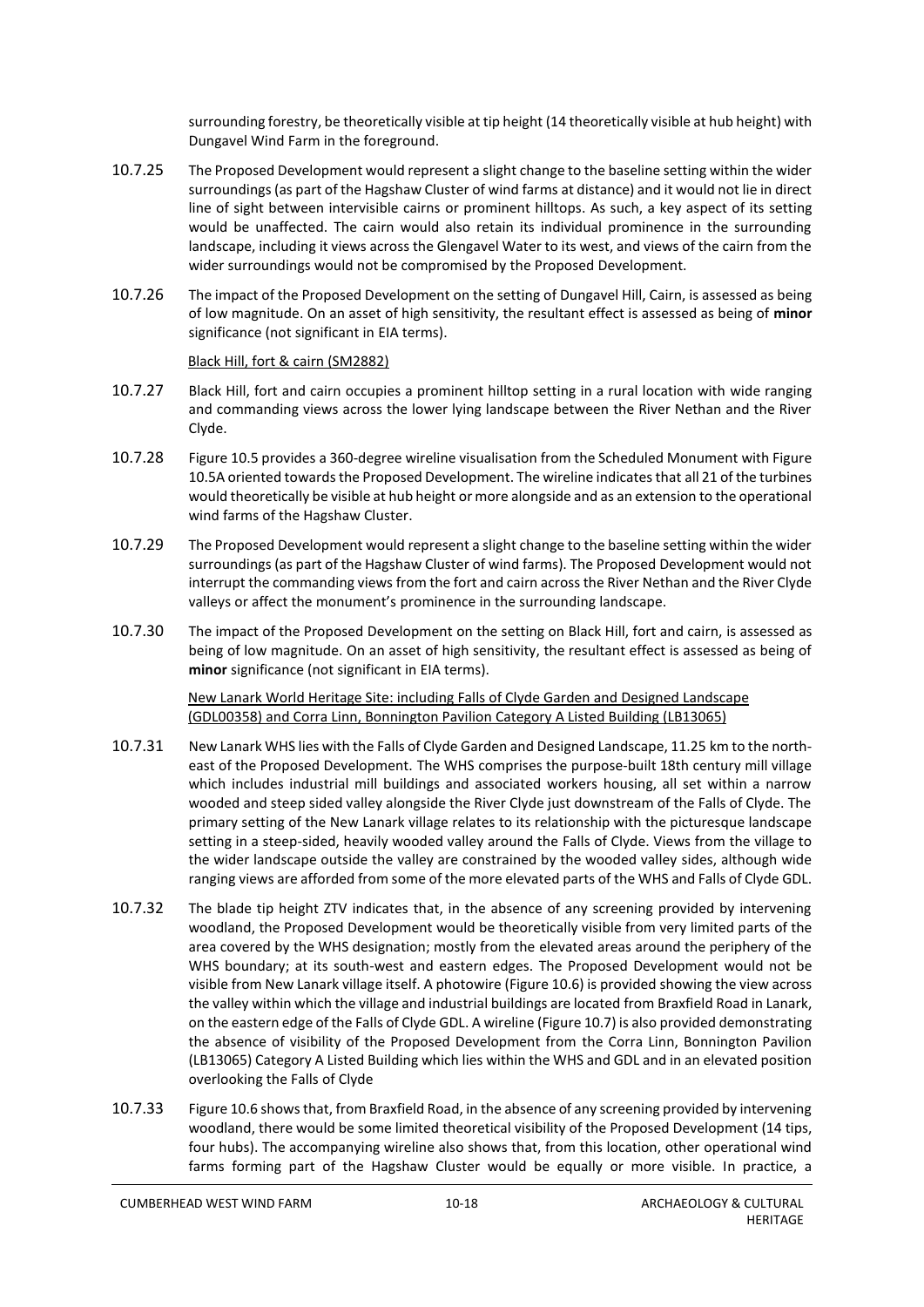surrounding forestry, be theoretically visible at tip height (14 theoretically visible at hub height) with Dungavel Wind Farm in the foreground.

10.7.25 The Proposed Development would represent a slight change to the baseline setting within the wider surroundings (as part of the Hagshaw Cluster of wind farms at distance) and it would not lie in direct line of sight between intervisible cairns or prominent hilltops. As such, a key aspect of its setting would be unaffected. The cairn would also retain its individual prominence in the surrounding landscape, including it views across the Glengavel Water to its west, and views of the cairn from the wider surroundings would not be compromised by the Proposed Development.

10.7.26 The impact of the Proposed Development on the setting of Dungavel Hill, Cairn, is assessed as being of low magnitude. On an asset of high sensitivity, the resultant effect is assessed as being of **minor** significance (not significant in EIA terms).

Black Hill, fort & cairn (SM2882)

10.7.27 Black Hill, fort and cairn occupies a prominent hilltop setting in a rural location with wide ranging and commanding views across the lower lying landscape between the River Nethan and the River Clyde.

10.7.28 Figure 10.5 provides a 360-degree wireline visualisation from the Scheduled Monument with Figure 10.5A oriented towards the Proposed Development. The wireline indicates that all 21 of the turbines would theoretically be visible at hub height or more alongside and as an extension to the operational wind farms of the Hagshaw Cluster.

10.7.29 The Proposed Development would represent a slight change to the baseline setting within the wider surroundings (as part of the Hagshaw Cluster of wind farms). The Proposed Development would not interrupt the commanding views from the fort and cairn across the River Nethan and the River Clyde valleys or affect the monument's prominence in the surrounding landscape.

10.7.30 The impact of the Proposed Development on the setting on Black Hill, fort and cairn, is assessed as being of low magnitude. On an asset of high sensitivity, the resultant effect is assessed as being of **minor** significance (not significant in EIA terms).

New Lanark World Heritage Site: including Falls of Clyde Garden and Designed Landscape (GDL00358) and Corra Linn, Bonnington Pavilion Category A Listed Building (LB13065)

10.7.31 New Lanark WHS lies with the Falls of Clyde Garden and Designed Landscape, 11.25 km to the north-east of the Proposed Development. The WHS comprises the purpose-built 18th century mill village which includes industrial mill buildings and associated workers housing, all set within a narrow wooded and steep sided valley alongside the River Clyde just downstream of the Falls of Clyde. The primary setting of the New Lanark village relates to its relationship with the picturesque landscape setting in a steep-sided, heavily wooded valley around the Falls of Clyde. Views from the village to the wider landscape outside the valley are constrained by the wooded valley sides, although wide ranging views are afforded from some of the more elevated parts of the WHS and Falls of Clyde GDL.

10.7.32 The blade tip height ZTV indicates that, in the absence of any screening provided by intervening woodland, the Proposed Development would be theoretically visible from very limited parts of the area covered by the WHS designation; mostly from the elevated areas around the periphery of the WHS boundary; at its south-west and eastern edges. The Proposed Development would not be visible from New Lanark village itself. A photowire (Figure 10.6) is provided showing the view across the valley within which the village and industrial buildings are located from Braxfield Road in Lanark, on the eastern edge of the Falls of Clyde GDL. A wireline (Figure 10.7) is also provided demonstrating the absence of visibility of the Proposed Development from the Corra Linn, Bonnington Pavilion (LB13065) Category A Listed Building which lies within the WHS and GDL and in an elevated position overlooking the Falls of Clyde

10.7.33 Figure 10.6 shows that, from Braxfield Road, in the absence of any screening provided by intervening woodland, there would be some limited theoretical visibility of the Proposed Development (14 tips, four hubs). The accompanying wireline also shows that, from this location, other operational wind farms forming part of the Hagshaw Cluster would be equally or more visible. In practice, a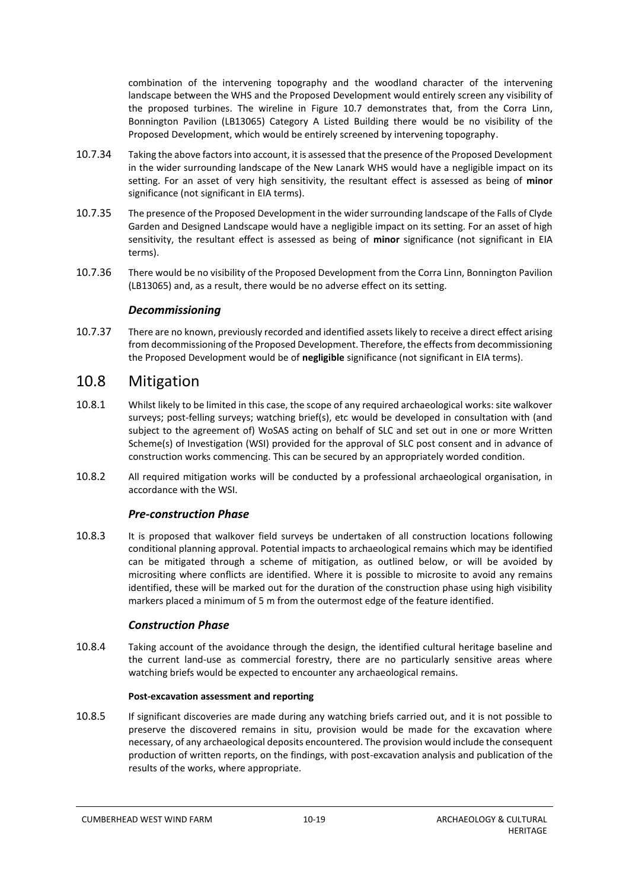combination of the intervening topography and the woodland character of the intervening landscape between the WHS and the Proposed Development would entirely screen any visibility of the proposed turbines. The wireline in Figure 10.7 demonstrates that, from the Corra Linn, Bonnington Pavilion (LB13065) Category A Listed Building there would be no visibility of the Proposed Development, which would be entirely screened by intervening topography.

10.7.34 Taking the above factors into account, it is assessed that the presence of the Proposed Development in the wider surrounding landscape of the New Lanark WHS would have a negligible impact on its setting. For an asset of very high sensitivity, the resultant effect is assessed as being of **minor** significance (not significant in EIA terms).

10.7.35 The presence of the Proposed Development in the wider surrounding landscape of the Falls of Clyde Garden and Designed Landscape would have a negligible impact on its setting. For an asset of high sensitivity, the resultant effect is assessed as being of **minor** significance (not significant in EIA terms).

10.7.36 There would be no visibility of the Proposed Development from the Corra Linn, Bonnington Pavilion (LB13065) and, as a result, there would be no adverse effect on its setting.

### *Decommissioning*

10.7.37 There are no known, previously recorded and identified assets likely to receive a direct effect arising from decommissioning of the Proposed Development. Therefore, the effects from decommissioning the Proposed Development would be of **negligible** significance (not significant in EIA terms).

## 10.8 Mitigation

10.8.1 Whilst likely to be limited in this case, the scope of any required archaeological works: site walkover surveys; post-felling surveys; watching brief(s), etc would be developed in consultation with (and subject to the agreement of) WoSAS acting on behalf of SLC and set out in one or more Written Scheme(s) of Investigation (WSI) provided for the approval of SLC post consent and in advance of construction works commencing. This can be secured by an appropriately worded condition.

10.8.2 All required mitigation works will be conducted by a professional archaeological organisation, in accordance with the WSI.

### *Pre-construction Phase*

10.8.3 It is proposed that walkover field surveys be undertaken of all construction locations following conditional planning approval. Potential impacts to archaeological remains which may be identified can be mitigated through a scheme of mitigation, as outlined below, or will be avoided by micrositing where conflicts are identified. Where it is possible to microsite to avoid any remains identified, these will be marked out for the duration of the construction phase using high visibility markers placed a minimum of 5 m from the outermost edge of the feature identified.

### *Construction Phase*

10.8.4 Taking account of the avoidance through the design, the identified cultural heritage baseline and the current land-use as commercial forestry, there are no particularly sensitive areas where watching briefs would be expected to encounter any archaeological remains.

#### **Post-excavation assessment and reporting**

10.8.5 If significant discoveries are made during any watching briefs carried out, and it is not possible to preserve the discovered remains in situ, provision would be made for the excavation where necessary, of any archaeological deposits encountered. The provision would include the consequent production of written reports, on the findings, with post-excavation analysis and publication of the results of the works, where appropriate.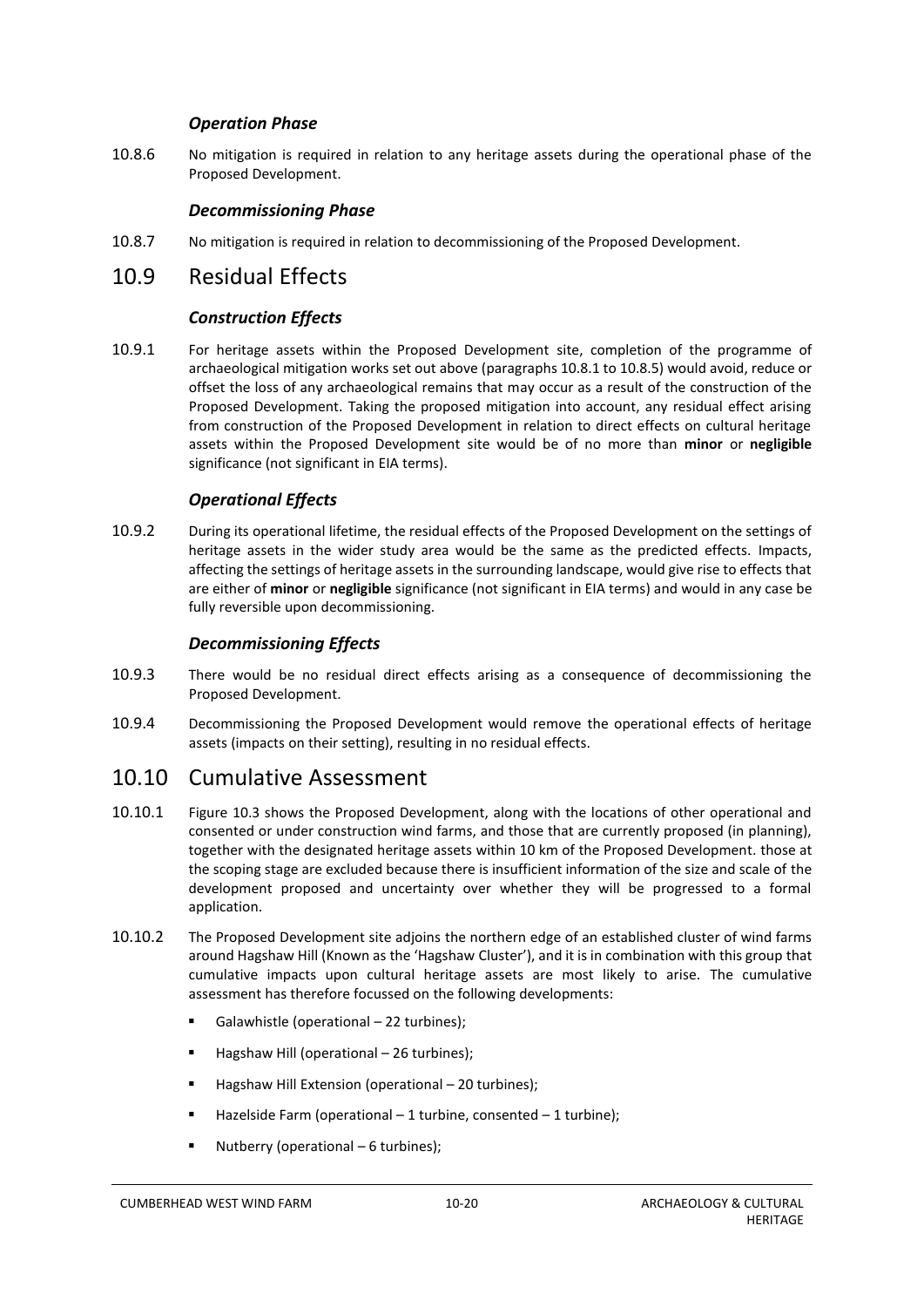### *Operation Phase*

10.8.6 No mitigation is required in relation to any heritage assets during the operational phase of the Proposed Development.

### *Decommissioning Phase*

10.8.7 No mitigation is required in relation to decommissioning of the Proposed Development.

## 10.9 Residual Effects

### *Construction Effects*

10.9.1 For heritage assets within the Proposed Development site, completion of the programme of archaeological mitigation works set out above (paragraphs 10.8.1 to 10.8.5) would avoid, reduce or offset the loss of any archaeological remains that may occur as a result of the construction of the Proposed Development. Taking the proposed mitigation into account, any residual effect arising from construction of the Proposed Development in relation to direct effects on cultural heritage assets within the Proposed Development site would be of no more than **minor** or **negligible** significance (not significant in EIA terms).

### *Operational Effects*

10.9.2 During its operational lifetime, the residual effects of the Proposed Development on the settings of heritage assets in the wider study area would be the same as the predicted effects. Impacts, affecting the settings of heritage assets in the surrounding landscape, would give rise to effects that are either of **minor** or **negligible** significance (not significant in EIA terms) and would in any case be fully reversible upon decommissioning.

### *Decommissioning Effects*

10.9.3 There would be no residual direct effects arising as a consequence of decommissioning the Proposed Development.

10.9.4 Decommissioning the Proposed Development would remove the operational effects of heritage assets (impacts on their setting), resulting in no residual effects.

## 10.10 Cumulative Assessment

10.10.1 Figure 10.3 shows the Proposed Development, along with the locations of other operational and consented or under construction wind farms, and those that are currently proposed (in planning), together with the designated heritage assets within 10 km of the Proposed Development. those at the scoping stage are excluded because there is insufficient information of the size and scale of the development proposed and uncertainty over whether they will be progressed to a formal application.

10.10.2 The Proposed Development site adjoins the northern edge of an established cluster of wind farms around Hagshaw Hill (Known as the 'Hagshaw Cluster'), and it is in combination with this group that cumulative impacts upon cultural heritage assets are most likely to arise. The cumulative assessment has therefore focussed on the following developments:

- Galawhistle (operational – 22 turbines);
- Hagshaw Hill (operational – 26 turbines);
- Hagshaw Hill Extension (operational – 20 turbines);
- Hazelside Farm (operational – 1 turbine, consented – 1 turbine);
- Nutberry (operational – 6 turbines);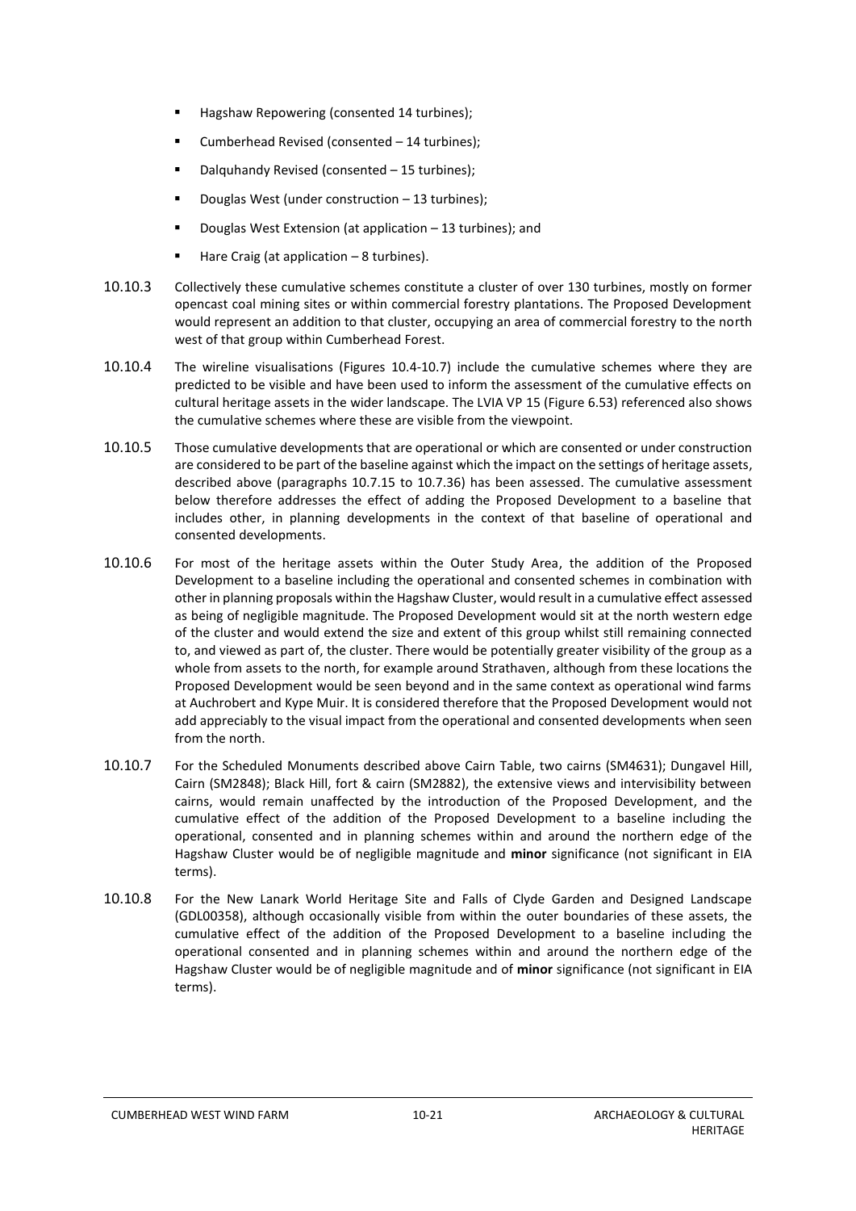- Hagshaw Repowering (consented 14 turbines);
- Cumberhead Revised (consented – 14 turbines);
- Dalquhandy Revised (consented – 15 turbines);
- Douglas West (under construction – 13 turbines);
- Douglas West Extension (at application – 13 turbines); and
- Hare Craig (at application – 8 turbines).

10.10.3 Collectively these cumulative schemes constitute a cluster of over 130 turbines, mostly on former opencast coal mining sites or within commercial forestry plantations. The Proposed Development would represent an addition to that cluster, occupying an area of commercial forestry to the north west of that group within Cumberhead Forest.

10.10.4 The wireline visualisations (Figures 10.4-10.7) include the cumulative schemes where they are predicted to be visible and have been used to inform the assessment of the cumulative effects on cultural heritage assets in the wider landscape. The LVIA VP 15 (Figure 6.53) referenced also shows the cumulative schemes where these are visible from the viewpoint.

10.10.5 Those cumulative developments that are operational or which are consented or under construction are considered to be part of the baseline against which the impact on the settings of heritage assets, described above (paragraphs 10.7.15 to 10.7.36) has been assessed. The cumulative assessment below therefore addresses the effect of adding the Proposed Development to a baseline that includes other, in planning developments in the context of that baseline of operational and consented developments.

10.10.6 For most of the heritage assets within the Outer Study Area, the addition of the Proposed Development to a baseline including the operational and consented schemes in combination with other in planning proposals within the Hagshaw Cluster, would result in a cumulative effect assessed as being of negligible magnitude. The Proposed Development would sit at the north western edge of the cluster and would extend the size and extent of this group whilst still remaining connected to, and viewed as part of, the cluster. There would be potentially greater visibility of the group as a whole from assets to the north, for example around Strathaven, although from these locations the Proposed Development would be seen beyond and in the same context as operational wind farms at Auchrobert and Kype Muir. It is considered therefore that the Proposed Development would not add appreciably to the visual impact from the operational and consented developments when seen from the north.

10.10.7 For the Scheduled Monuments described above Cairn Table, two cairns (SM4631); Dungavel Hill, Cairn (SM2848); Black Hill, fort & cairn (SM2882), the extensive views and intervisibility between cairns, would remain unaffected by the introduction of the Proposed Development, and the cumulative effect of the addition of the Proposed Development to a baseline including the operational, consented and in planning schemes within and around the northern edge of the Hagshaw Cluster would be of negligible magnitude and **minor** significance (not significant in EIA terms).

10.10.8 For the New Lanark World Heritage Site and Falls of Clyde Garden and Designed Landscape (GDL00358), although occasionally visible from within the outer boundaries of these assets, the cumulative effect of the addition of the Proposed Development to a baseline including the operational consented and in planning schemes within and around the northern edge of the Hagshaw Cluster would be of negligible magnitude and of **minor** significance (not significant in EIA terms).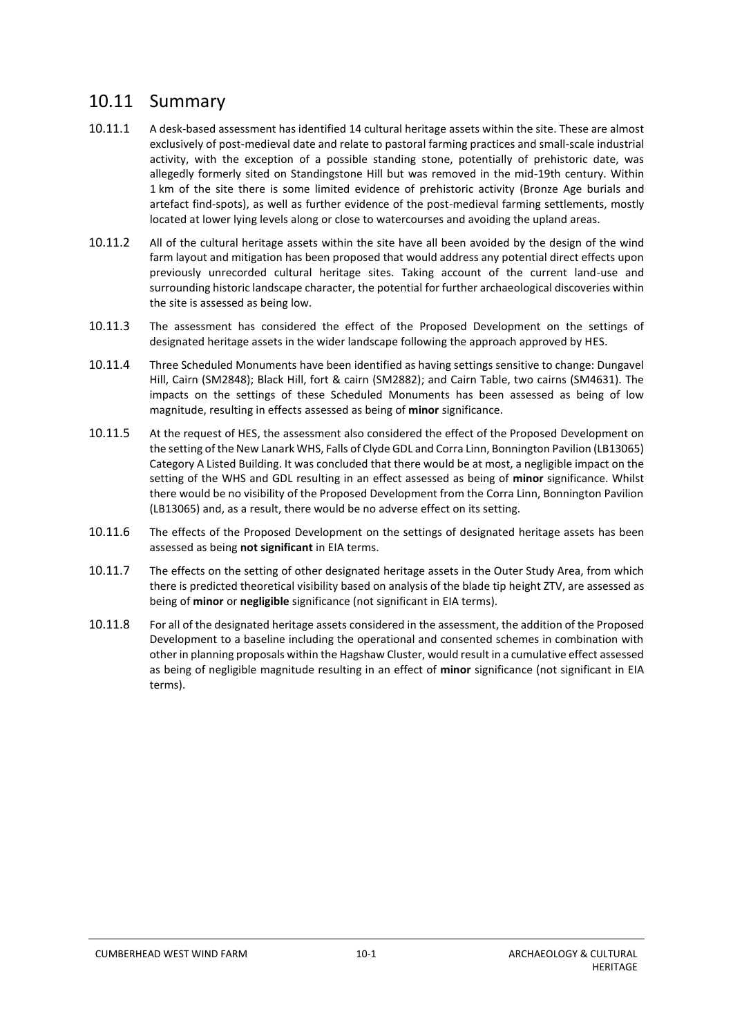## 10.11 Summary

10.11.1 A desk-based assessment has identified 14 cultural heritage assets within the site. These are almost exclusively of post-medieval date and relate to pastoral farming practices and small-scale industrial activity, with the exception of a possible standing stone, potentially of prehistoric date, was allegedly formerly sited on Standingstone Hill but was removed in the mid-19th century. Within 1 km of the site there is some limited evidence of prehistoric activity (Bronze Age burials and artefact find-spots), as well as further evidence of the post-medieval farming settlements, mostly located at lower lying levels along or close to watercourses and avoiding the upland areas.

10.11.2 All of the cultural heritage assets within the site have all been avoided by the design of the wind farm layout and mitigation has been proposed that would address any potential direct effects upon previously unrecorded cultural heritage sites. Taking account of the current land-use and surrounding historic landscape character, the potential for further archaeological discoveries within the site is assessed as being low.

10.11.3 The assessment has considered the effect of the Proposed Development on the settings of designated heritage assets in the wider landscape following the approach approved by HES.

10.11.4 Three Scheduled Monuments have been identified as having settings sensitive to change: Dungavel Hill, Cairn (SM2848); Black Hill, fort & cairn (SM2882); and Cairn Table, two cairns (SM4631). The impacts on the settings of these Scheduled Monuments has been assessed as being of low magnitude, resulting in effects assessed as being of **minor** significance.

10.11.5 At the request of HES, the assessment also considered the effect of the Proposed Development on the setting of the New Lanark WHS, Falls of Clyde GDL and Corra Linn, Bonnington Pavilion (LB13065) Category A Listed Building. It was concluded that there would be at most, a negligible impact on the setting of the WHS and GDL resulting in an effect assessed as being of **minor** significance. Whilst there would be no visibility of the Proposed Development from the Corra Linn, Bonnington Pavilion (LB13065) and, as a result, there would be no adverse effect on its setting.

10.11.6 The effects of the Proposed Development on the settings of designated heritage assets has been assessed as being **not significant** in EIA terms.

10.11.7 The effects on the setting of other designated heritage assets in the Outer Study Area, from which there is predicted theoretical visibility based on analysis of the blade tip height ZTV, are assessed as being of **minor** or **negligible** significance (not significant in EIA terms).

10.11.8 For all of the designated heritage assets considered in the assessment, the addition of the Proposed Development to a baseline including the operational and consented schemes in combination with other in planning proposals within the Hagshaw Cluster, would result in a cumulative effect assessed as being of negligible magnitude resulting in an effect of **minor** significance (not significant in EIA terms).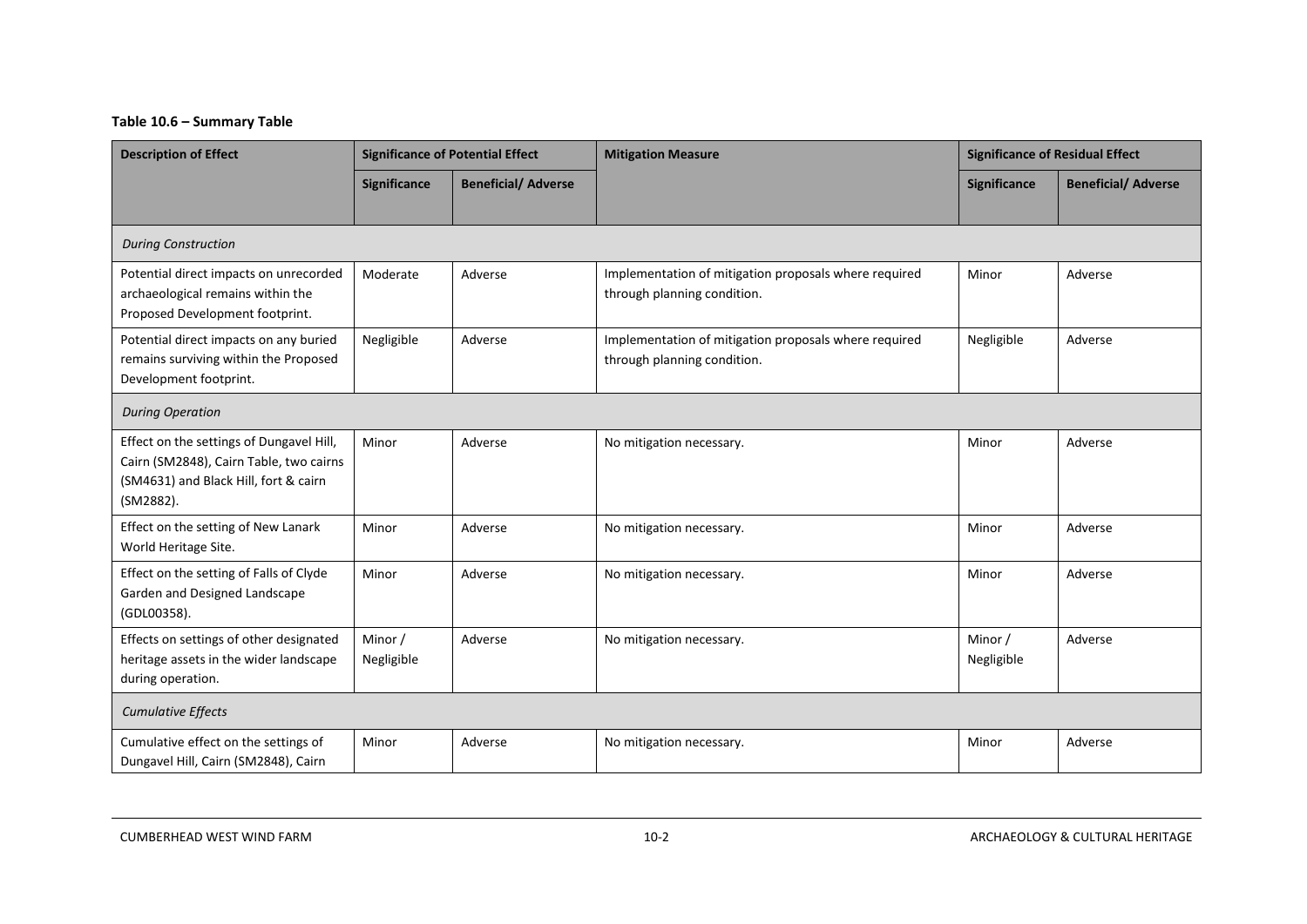**Table 10.6 – Summary Table**

| Description of Effect | Significance of Potential Effect | | Mitigation Measure | Significance of Residual Effect | |
|---|---|---|---|---|---|
| | **Significance** | **Beneficial/ Adverse** | | **Significance** | **Beneficial/ Adverse** |
| *During Construction* | | | | | |
| Potential direct impacts on unrecorded archaeological remains within the Proposed Development footprint. | Moderate | Adverse | Implementation of mitigation proposals where required through planning condition. | Minor | Adverse |
| Potential direct impacts on any buried remains surviving within the Proposed Development footprint. | Negligible | Adverse | Implementation of mitigation proposals where required through planning condition. | Negligible | Adverse |
| *During Operation* | | | | | |
| Effect on the settings of Dungavel Hill, Cairn (SM2848), Cairn Table, two cairns (SM4631) and Black Hill, fort & cairn (SM2882). | Minor | Adverse | No mitigation necessary. | Minor | Adverse |
| Effect on the setting of New Lanark World Heritage Site. | Minor | Adverse | No mitigation necessary. | Minor | Adverse |
| Effect on the setting of Falls of Clyde Garden and Designed Landscape (GDL00358). | Minor | Adverse | No mitigation necessary. | Minor | Adverse |
| Effects on settings of other designated heritage assets in the wider landscape during operation. | Minor / Negligible | Adverse | No mitigation necessary. | Minor / Negligible | Adverse |
| *Cumulative Effects* | | | | | |
| Cumulative effect on the settings of Dungavel Hill, Cairn (SM2848), Cairn | Minor | Adverse | No mitigation necessary. | Minor | Adverse |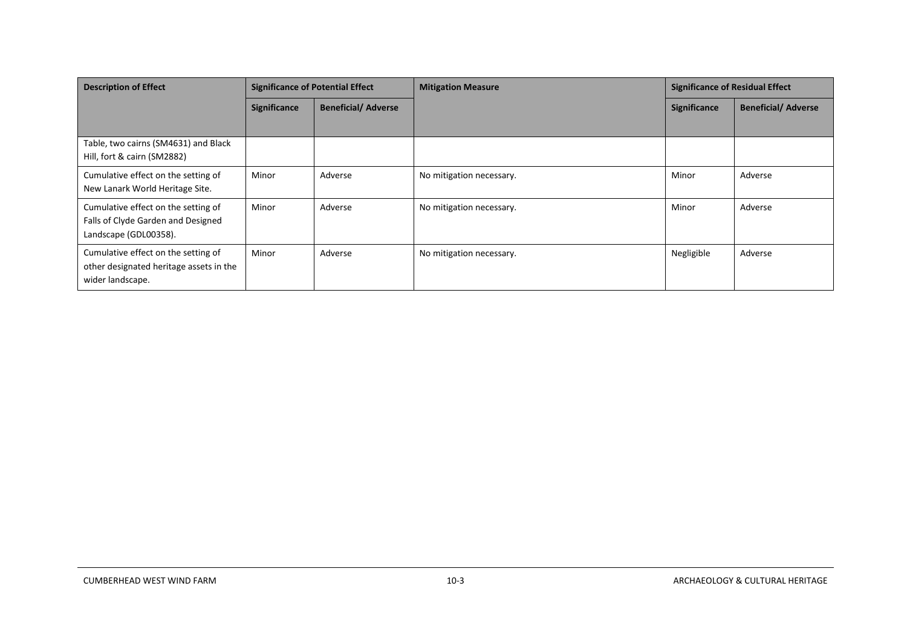| Description of Effect | Significance of Potential Effect | | Mitigation Measure | Significance of Residual Effect | |
|---|---|---|---|---|---|
| | Significance | Beneficial/ Adverse | | Significance | Beneficial/ Adverse |
| Table, two cairns (SM4631) and Black Hill, fort & cairn (SM2882) | | | | | |
| Cumulative effect on the setting of New Lanark World Heritage Site. | Minor | Adverse | No mitigation necessary. | Minor | Adverse |
| Cumulative effect on the setting of Falls of Clyde Garden and Designed Landscape (GDL00358). | Minor | Adverse | No mitigation necessary. | Minor | Adverse |
| Cumulative effect on the setting of other designated heritage assets in the wider landscape. | Minor | Adverse | No mitigation necessary. | Negligible | Adverse |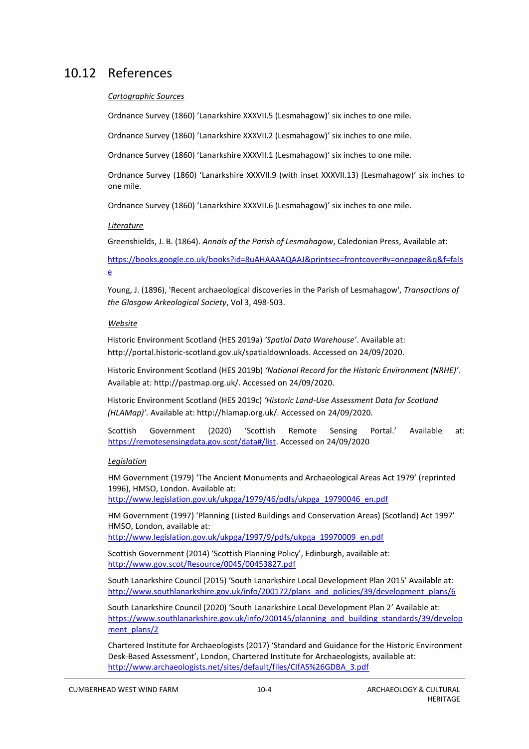## 10.12 References

*Cartographic Sources*

Ordnance Survey (1860) 'Lanarkshire XXXVII.5 (Lesmahagow)' six inches to one mile.

Ordnance Survey (1860) 'Lanarkshire XXXVII.2 (Lesmahagow)' six inches to one mile.

Ordnance Survey (1860) 'Lanarkshire XXXVII.1 (Lesmahagow)' six inches to one mile.

Ordnance Survey (1860) 'Lanarkshire XXXVII.9 (with inset XXXVII.13) (Lesmahagow)' six inches to one mile.

Ordnance Survey (1860) 'Lanarkshire XXXVII.6 (Lesmahagow)' six inches to one mile.

*Literature*

Greenshields, J. B. (1864). *Annals of the Parish of Lesmahagow*, Caledonian Press, Available at:

https://books.google.co.uk/books?id=8uAHAAAAQAAJ&printsec=frontcover#v=onepage&q&f=false

Young, J. (1896), 'Recent archaeological discoveries in the Parish of Lesmahagow', *Transactions of the Glasgow Arkeological Society*, Vol 3, 498-503.

*Website*

Historic Environment Scotland (HES 2019a) *'Spatial Data Warehouse'*. Available at: http://portal.historic-scotland.gov.uk/spatialdownloads. Accessed on 24/09/2020.

Historic Environment Scotland (HES 2019b) *'National Record for the Historic Environment (NRHE)'*. Available at: http://pastmap.org.uk/. Accessed on 24/09/2020.

Historic Environment Scotland (HES 2019c) *'Historic Land-Use Assessment Data for Scotland (HLAMap)'.* Available at: http://hlamap.org.uk/. Accessed on 24/09/2020.

Scottish Government (2020) 'Scottish Remote Sensing Portal.' Available at: https://remotesensingdata.gov.scot/data#/list. Accessed on 24/09/2020

*Legislation*

HM Government (1979) 'The Ancient Monuments and Archaeological Areas Act 1979' (reprinted 1996), HMSO, London. Available at: http://www.legislation.gov.uk/ukpga/1979/46/pdfs/ukpga_19790046_en.pdf

HM Government (1997) 'Planning (Listed Buildings and Conservation Areas) (Scotland) Act 1997' HMSO, London, available at: http://www.legislation.gov.uk/ukpga/1997/9/pdfs/ukpga_19970009_en.pdf

Scottish Government (2014) 'Scottish Planning Policy', Edinburgh, available at: http://www.gov.scot/Resource/0045/00453827.pdf

South Lanarkshire Council (2015) 'South Lanarkshire Local Development Plan 2015' Available at: http://www.southlanarkshire.gov.uk/info/200172/plans_and_policies/39/development_plans/6

South Lanarkshire Council (2020) 'South Lanarkshire Local Development Plan 2' Available at: https://www.southlanarkshire.gov.uk/info/200145/planning_and_building_standards/39/development_plans/2

Chartered Institute for Archaeologists (2017) 'Standard and Guidance for the Historic Environment Desk-Based Assessment', London, Chartered Institute for Archaeologists, available at: http://www.archaeologists.net/sites/default/files/CIfAS%26GDBA_3.pdf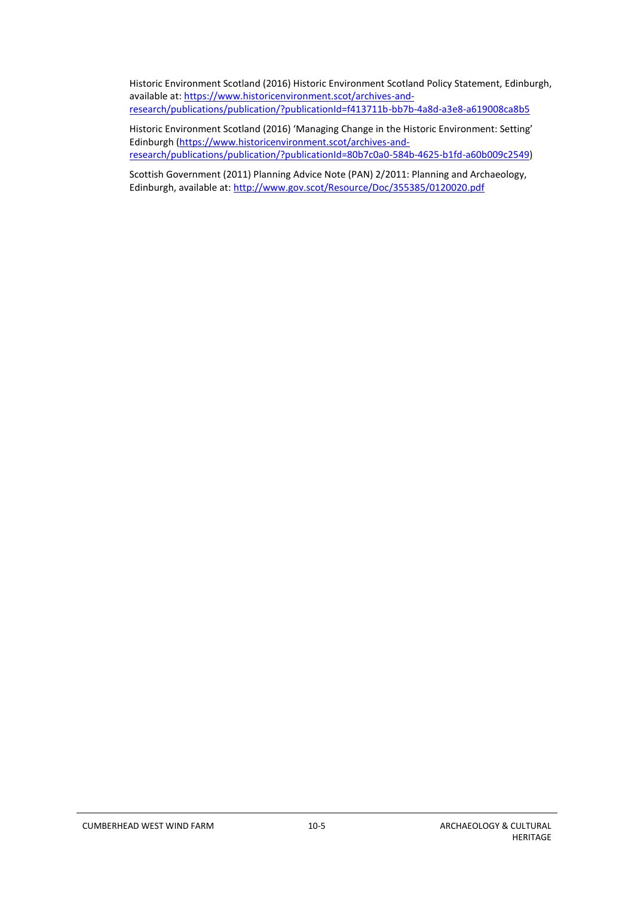Historic Environment Scotland (2016) Historic Environment Scotland Policy Statement, Edinburgh, available at: https://www.historicenvironment.scot/archives-and-research/publications/publication/?publicationId=f413711b-bb7b-4a8d-a3e8-a619008ca8b5

Historic Environment Scotland (2016) 'Managing Change in the Historic Environment: Setting' Edinburgh (https://www.historicenvironment.scot/archives-and-research/publications/publication/?publicationId=80b7c0a0-584b-4625-b1fd-a60b009c2549)

Scottish Government (2011) Planning Advice Note (PAN) 2/2011: Planning and Archaeology, Edinburgh, available at: http://www.gov.scot/Resource/Doc/355385/0120020.pdf